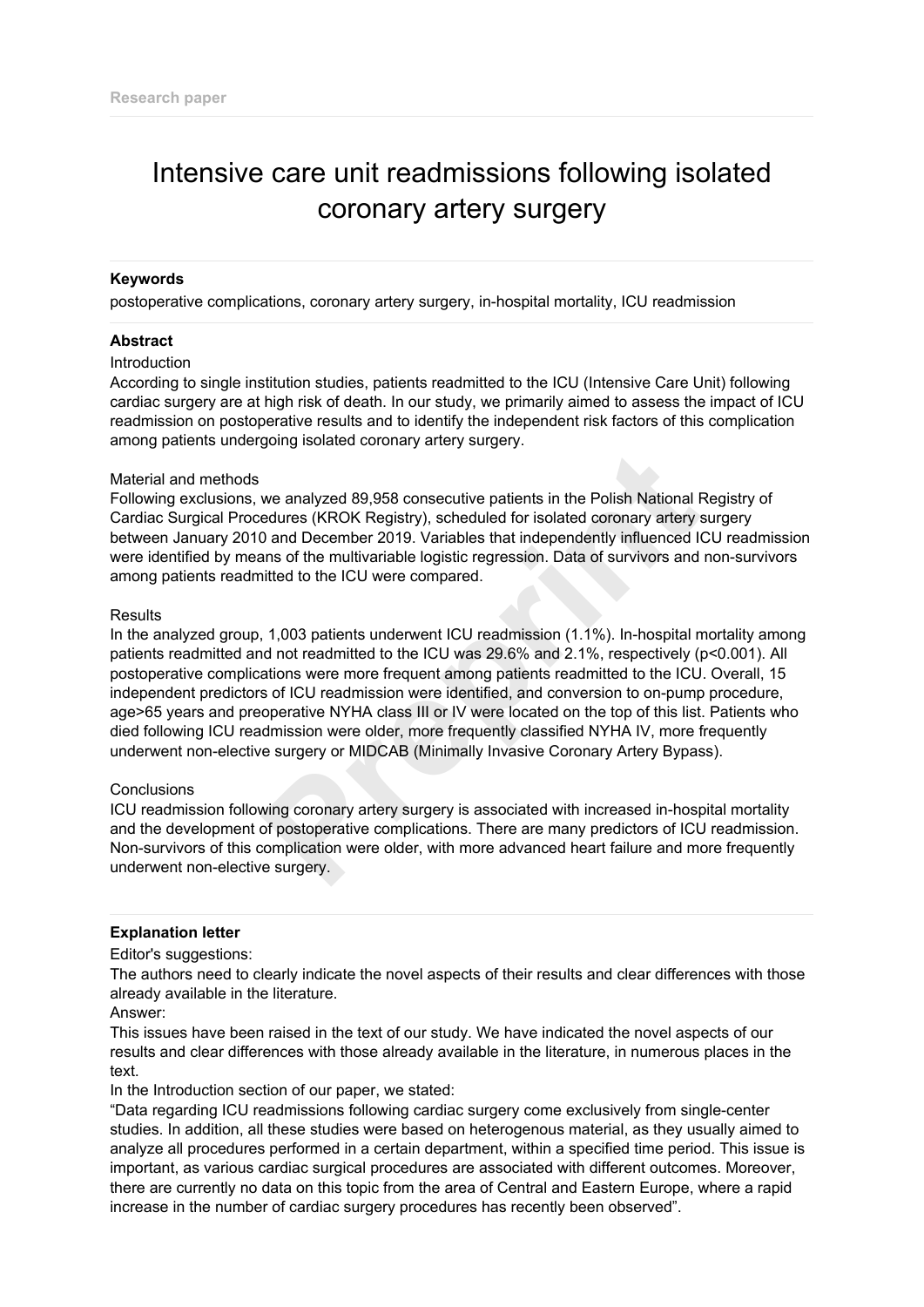Research paper

# Intensive care unit readmissions following isolated coronary artery surgery

**Keywords**

postoperative complications, coronary artery surgery, in-hospital mortality, ICU readmission

**Abstract**

Introduction

According to single institution studies, patients readmitted to the ICU (Intensive Care Unit) following cardiac surgery are at high risk of death. In our study, we primarily aimed to assess the impact of ICU readmission on postoperative results and to identify the independent risk factors of this complication among patients undergoing isolated coronary artery surgery.

Material and methods

Following exclusions, we analyzed 89,958 consecutive patients in the Polish National Registry of Cardiac Surgical Procedures (KROK Registry), scheduled for isolated coronary artery surgery between January 2010 and December 2019. Variables that independently influenced ICU readmission were identified by means of the multivariable logistic regression. Data of survivors and non-survivors among patients readmitted to the ICU were compared.

Results

In the analyzed group, 1,003 patients underwent ICU readmission (1.1%). In-hospital mortality among patients readmitted and not readmitted to the ICU was 29.6% and 2.1%, respectively ($p<0.001$). All postoperative complications were more frequent among patients readmitted to the ICU. Overall, 15 independent predictors of ICU readmission were identified, and conversion to on-pump procedure, age>65 years and preoperative NYHA class III or IV were located on the top of this list. Patients who died following ICU readmission were older, more frequently classified NYHA IV, more frequently underwent non-elective surgery or MIDCAB (Minimally Invasive Coronary Artery Bypass).

Conclusions

ICU readmission following coronary artery surgery is associated with increased in-hospital mortality and the development of postoperative complications. There are many predictors of ICU readmission. Non-survivors of this complication were older, with more advanced heart failure and more frequently underwent non-elective surgery.

**Explanation letter**

Editor's suggestions:

The authors need to clearly indicate the novel aspects of their results and clear differences with those already available in the literature.

Answer:

This issues have been raised in the text of our study. We have indicated the novel aspects of our results and clear differences with those already available in the literature, in numerous places in the text.

In the Introduction section of our paper, we stated:

"Data regarding ICU readmissions following cardiac surgery come exclusively from single-center studies. In addition, all these studies were based on heterogenous material, as they usually aimed to analyze all procedures performed in a certain department, within a specified time period. This issue is important, as various cardiac surgical procedures are associated with different outcomes. Moreover, there are currently no data on this topic from the area of Central and Eastern Europe, where a rapid increase in the number of cardiac surgery procedures has recently been observed".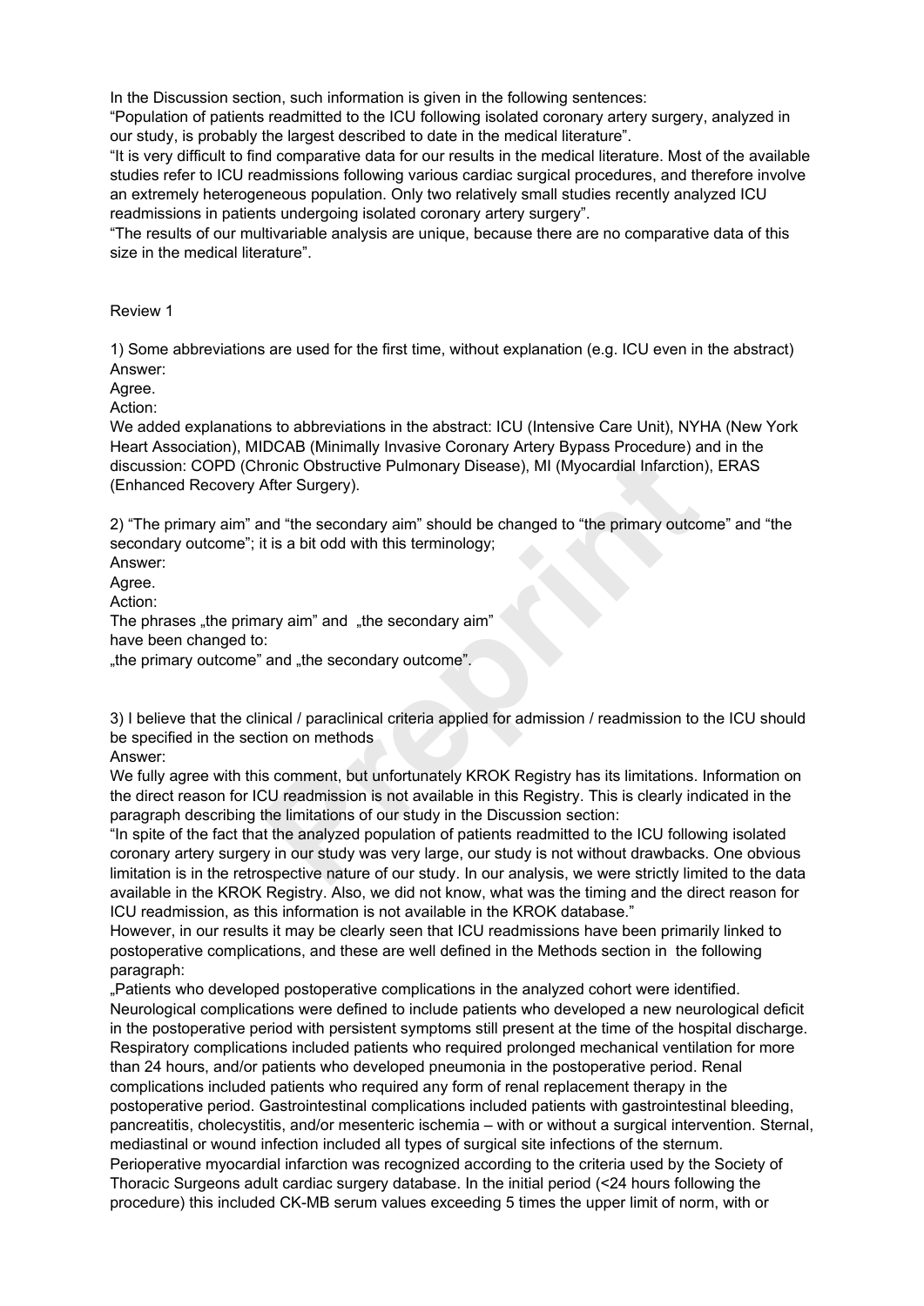In the Discussion section, such information is given in the following sentences:
“Population of patients readmitted to the ICU following isolated coronary artery surgery, analyzed in our study, is probably the largest described to date in the medical literature”.
“It is very difficult to find comparative data for our results in the medical literature. Most of the available studies refer to ICU readmissions following various cardiac surgical procedures, and therefore involve an extremely heterogeneous population. Only two relatively small studies recently analyzed ICU readmissions in patients undergoing isolated coronary artery surgery”.
“The results of our multivariable analysis are unique, because there are no comparative data of this size in the medical literature”.

Review 1

1) Some abbreviations are used for the first time, without explanation (e.g. ICU even in the abstract)
Answer:
Agree.
Action:
We added explanations to abbreviations in the abstract: ICU (Intensive Care Unit), NYHA (New York Heart Association), MIDCAB (Minimally Invasive Coronary Artery Bypass Procedure) and in the discussion: COPD (Chronic Obstructive Pulmonary Disease), MI (Myocardial Infarction), ERAS (Enhanced Recovery After Surgery).

2) “The primary aim” and “the secondary aim” should be changed to “the primary outcome” and “the secondary outcome”; it is a bit odd with this terminology;
Answer:
Agree.
Action:
The phrases „the primary aim” and „the secondary aim”
have been changed to:
„the primary outcome” and „the secondary outcome”.

3) I believe that the clinical / paraclinical criteria applied for admission / readmission to the ICU should be specified in the section on methods
Answer:
We fully agree with this comment, but unfortunately KROK Registry has its limitations. Information on the direct reason for ICU readmission is not available in this Registry. This is clearly indicated in the paragraph describing the limitations of our study in the Discussion section:
“In spite of the fact that the analyzed population of patients readmitted to the ICU following isolated coronary artery surgery in our study was very large, our study is not without drawbacks. One obvious limitation is in the retrospective nature of our study. In our analysis, we were strictly limited to the data available in the KROK Registry. Also, we did not know, what was the timing and the direct reason for ICU readmission, as this information is not available in the KROK database.”
However, in our results it may be clearly seen that ICU readmissions have been primarily linked to postoperative complications, and these are well defined in the Methods section in the following paragraph:
„Patients who developed postoperative complications in the analyzed cohort were identified. Neurological complications were defined to include patients who developed a new neurological deficit in the postoperative period with persistent symptoms still present at the time of the hospital discharge. Respiratory complications included patients who required prolonged mechanical ventilation for more than 24 hours, and/or patients who developed pneumonia in the postoperative period. Renal complications included patients who required any form of renal replacement therapy in the postoperative period. Gastrointestinal complications included patients with gastrointestinal bleeding, pancreatitis, cholecystitis, and/or mesenteric ischemia – with or without a surgical intervention. Sternal, mediastinal or wound infection included all types of surgical site infections of the sternum. Perioperative myocardial infarction was recognized according to the criteria used by the Society of Thoracic Surgeons adult cardiac surgery database. In the initial period (<24 hours following the procedure) this included CK-MB serum values exceeding 5 times the upper limit of norm, with or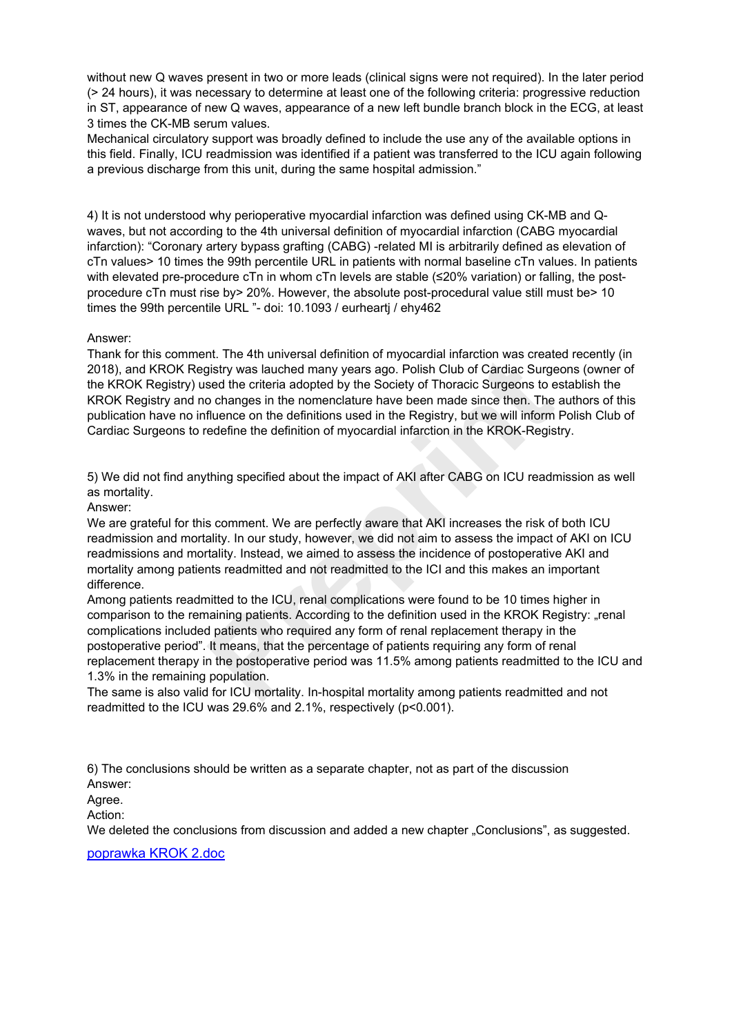without new Q waves present in two or more leads (clinical signs were not required). In the later period (> 24 hours), it was necessary to determine at least one of the following criteria: progressive reduction in ST, appearance of new Q waves, appearance of a new left bundle branch block in the ECG, at least 3 times the CK-MB serum values.
Mechanical circulatory support was broadly defined to include the use any of the available options in this field. Finally, ICU readmission was identified if a patient was transferred to the ICU again following a previous discharge from this unit, during the same hospital admission."

4) It is not understood why perioperative myocardial infarction was defined using CK-MB and Q-waves, but not according to the 4th universal definition of myocardial infarction (CABG myocardial infarction): "Coronary artery bypass grafting (CABG) -related MI is arbitrarily defined as elevation of cTn values> 10 times the 99th percentile URL in patients with normal baseline cTn values. In patients with elevated pre-procedure cTn in whom cTn levels are stable (≤20% variation) or falling, the post-procedure cTn must rise by> 20%. However, the absolute post-procedural value still must be> 10 times the 99th percentile URL "- doi: 10.1093 / eurheartj / ehy462

Answer:
Thank for this comment. The 4th universal definition of myocardial infarction was created recently (in 2018), and KROK Registry was lauched many years ago. Polish Club of Cardiac Surgeons (owner of the KROK Registry) used the criteria adopted by the Society of Thoracic Surgeons to establish the KROK Registry and no changes in the nomenclature have been made since then. The authors of this publication have no influence on the definitions used in the Registry, but we will inform Polish Club of Cardiac Surgeons to redefine the definition of myocardial infarction in the KROK-Registry.

5) We did not find anything specified about the impact of AKI after CABG on ICU readmission as well as mortality.
Answer:
We are grateful for this comment. We are perfectly aware that AKI increases the risk of both ICU readmission and mortality. In our study, however, we did not aim to assess the impact of AKI on ICU readmissions and mortality. Instead, we aimed to assess the incidence of postoperative AKI and mortality among patients readmitted and not readmitted to the ICI and this makes an important difference.
Among patients readmitted to the ICU, renal complications were found to be 10 times higher in comparison to the remaining patients. According to the definition used in the KROK Registry: „renal complications included patients who required any form of renal replacement therapy in the postoperative period". It means, that the percentage of patients requiring any form of renal replacement therapy in the postoperative period was 11.5% among patients readmitted to the ICU and 1.3% in the remaining population.
The same is also valid for ICU mortality. In-hospital mortality among patients readmitted and not readmitted to the ICU was 29.6% and 2.1%, respectively ($p<0.001$).

6) The conclusions should be written as a separate chapter, not as part of the discussion
Answer:
Agree.
Action:
We deleted the conclusions from discussion and added a new chapter „Conclusions", as suggested.

poprawka KROK 2.doc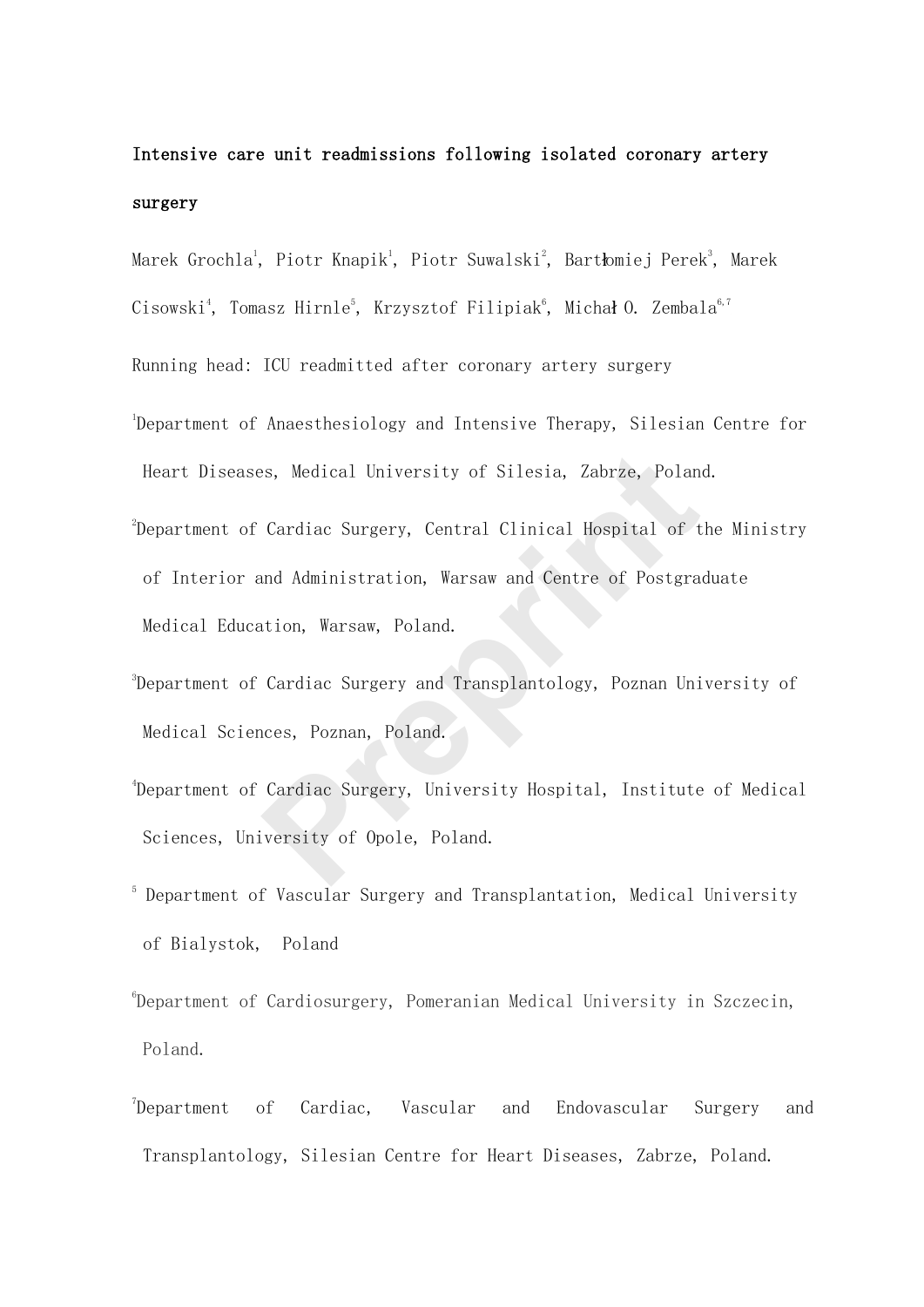# Intensive care unit readmissions following isolated coronary artery surgery

Marek Grochla[1], Piotr Knapik[1], Piotr Suwalski[2], Bartłomiej Perek[3], Marek Cisowski[4], Tomasz Hirnle[5], Krzysztof Filipiak[6], Michał O. Zembala[6,7]

Running head: ICU readmitted after coronary artery surgery

[1]Department of Anaesthesiology and Intensive Therapy, Silesian Centre for Heart Diseases, Medical University of Silesia, Zabrze, Poland.

[2]Department of Cardiac Surgery, Central Clinical Hospital of the Ministry of Interior and Administration, Warsaw and Centre of Postgraduate Medical Education, Warsaw, Poland.

[3]Department of Cardiac Surgery and Transplantology, Poznan University of Medical Sciences, Poznan, Poland.

[4]Department of Cardiac Surgery, University Hospital, Institute of Medical Sciences, University of Opole, Poland.

[5] Department of Vascular Surgery and Transplantation, Medical University of Bialystok, Poland

[6]Department of Cardiosurgery, Pomeranian Medical University in Szczecin, Poland.

[7]Department of Cardiac, Vascular and Endovascular Surgery and Transplantology, Silesian Centre for Heart Diseases, Zabrze, Poland.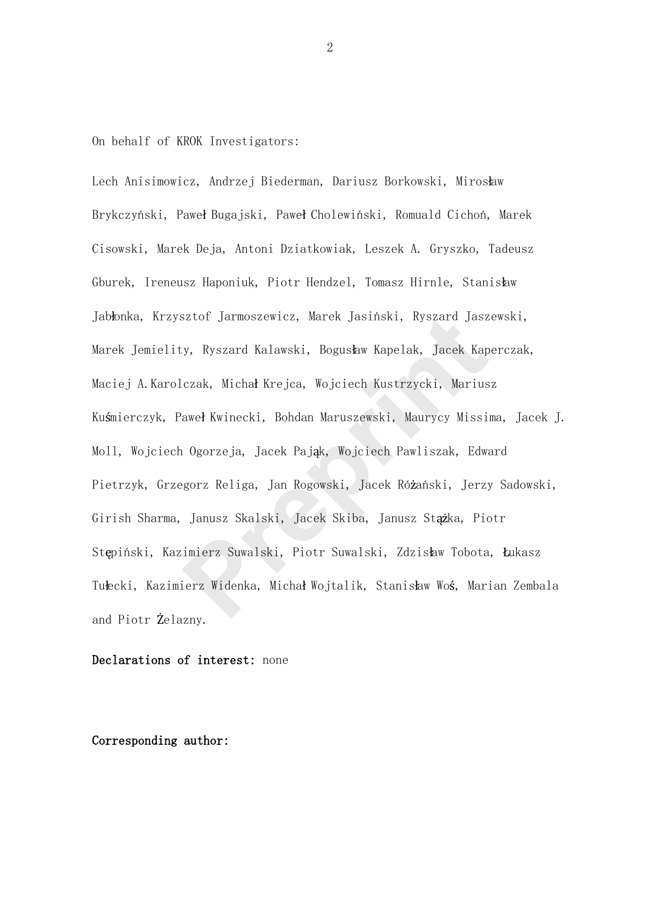On behalf of KROK Investigators:

Lech Anisimowicz, Andrzej Biederman, Dariusz Borkowski, Mirosław Brykczyński, Paweł Bugajski, Paweł Cholewiński, Romuald Cichoń, Marek Cisowski, Marek Deja, Antoni Dziatkowiak, Leszek A. Gryszko, Tadeusz Gburek, Ireneusz Haponiuk, Piotr Hendzel, Tomasz Hirnle, Stanisław Jabłonka, Krzysztof Jarmoszewicz, Marek Jasiński, Ryszard Jaszewski, Marek Jemielity, Ryszard Kalawski, Bogusław Kapelak, Jacek Kaperczak, Maciej A.Karolczak, Michał Krejca, Wojciech Kustrzycki, Mariusz Kuśmierczyk, Paweł Kwinecki, Bohdan Maruszewski, Maurycy Missima, Jacek J. Moll, Wojciech Ogorzeja, Jacek Pająk, Wojciech Pawliszak, Edward Pietrzyk, Grzegorz Religa, Jan Rogowski, Jacek Różański, Jerzy Sadowski, Girish Sharma, Janusz Skalski, Jacek Skiba, Janusz Stążka, Piotr Stępiński, Kazimierz Suwalski, Piotr Suwalski, Zdzisław Tobota, Łukasz Tułecki, Kazimierz Widenka, Michał Wojtalik, Stanisław Woś, Marian Zembala and Piotr Żelazny.

**Declarations of interest:** none

**Corresponding author:**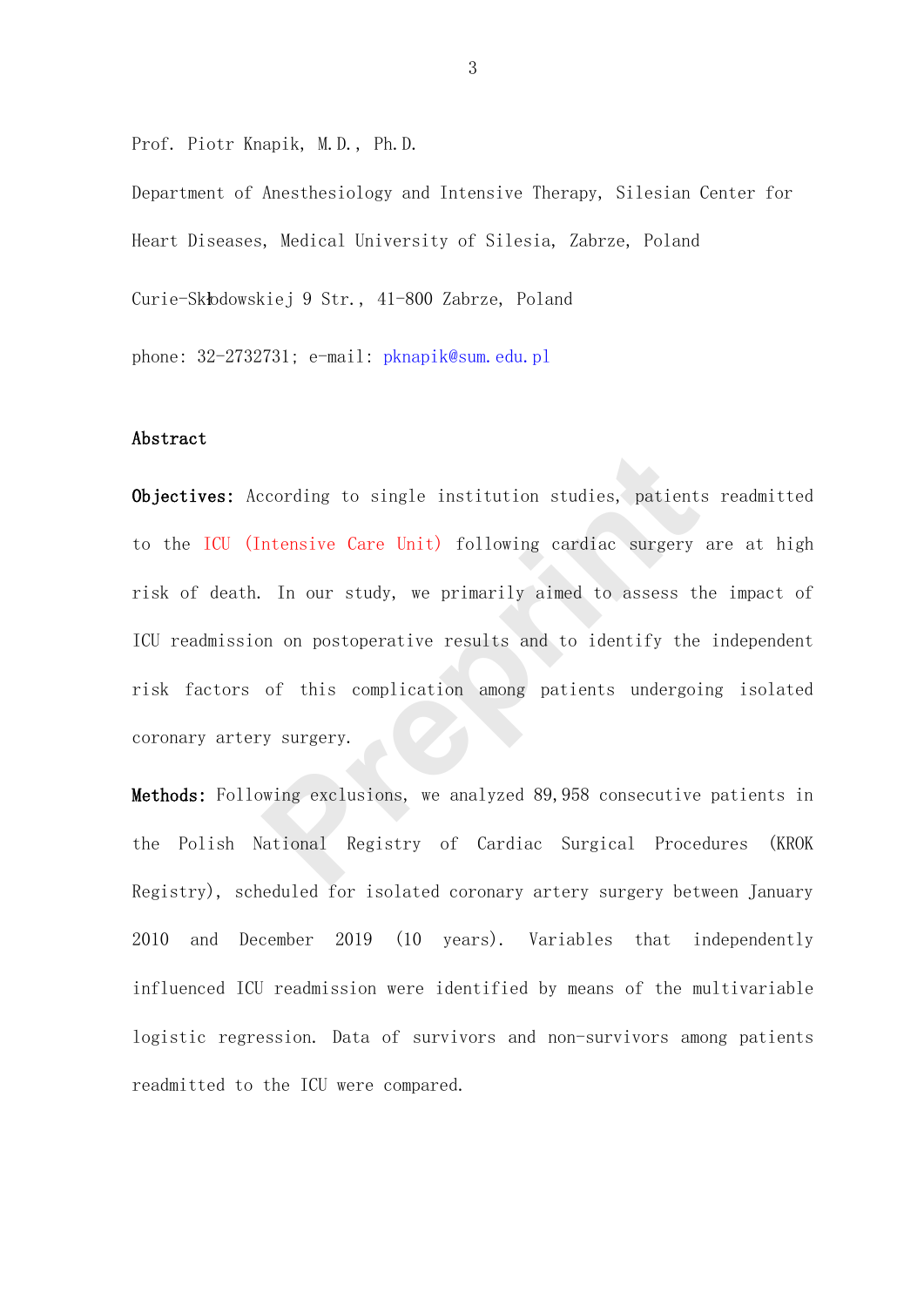Prof. Piotr Knapik, M.D., Ph.D.

Department of Anesthesiology and Intensive Therapy, Silesian Center for Heart Diseases, Medical University of Silesia, Zabrze, Poland

Curie-Skłodowskiej 9 Str., 41-800 Zabrze, Poland

phone: 32-2732731; e-mail: pknapik@sum.edu.pl

## Abstract

**Objectives:** According to single institution studies, patients readmitted to the ICU (Intensive Care Unit) following cardiac surgery are at high risk of death. In our study, we primarily aimed to assess the impact of ICU readmission on postoperative results and to identify the independent risk factors of this complication among patients undergoing isolated coronary artery surgery.

**Methods:** Following exclusions, we analyzed 89,958 consecutive patients in the Polish National Registry of Cardiac Surgical Procedures (KROK Registry), scheduled for isolated coronary artery surgery between January 2010 and December 2019 (10 years). Variables that independently influenced ICU readmission were identified by means of the multivariable logistic regression. Data of survivors and non-survivors among patients readmitted to the ICU were compared.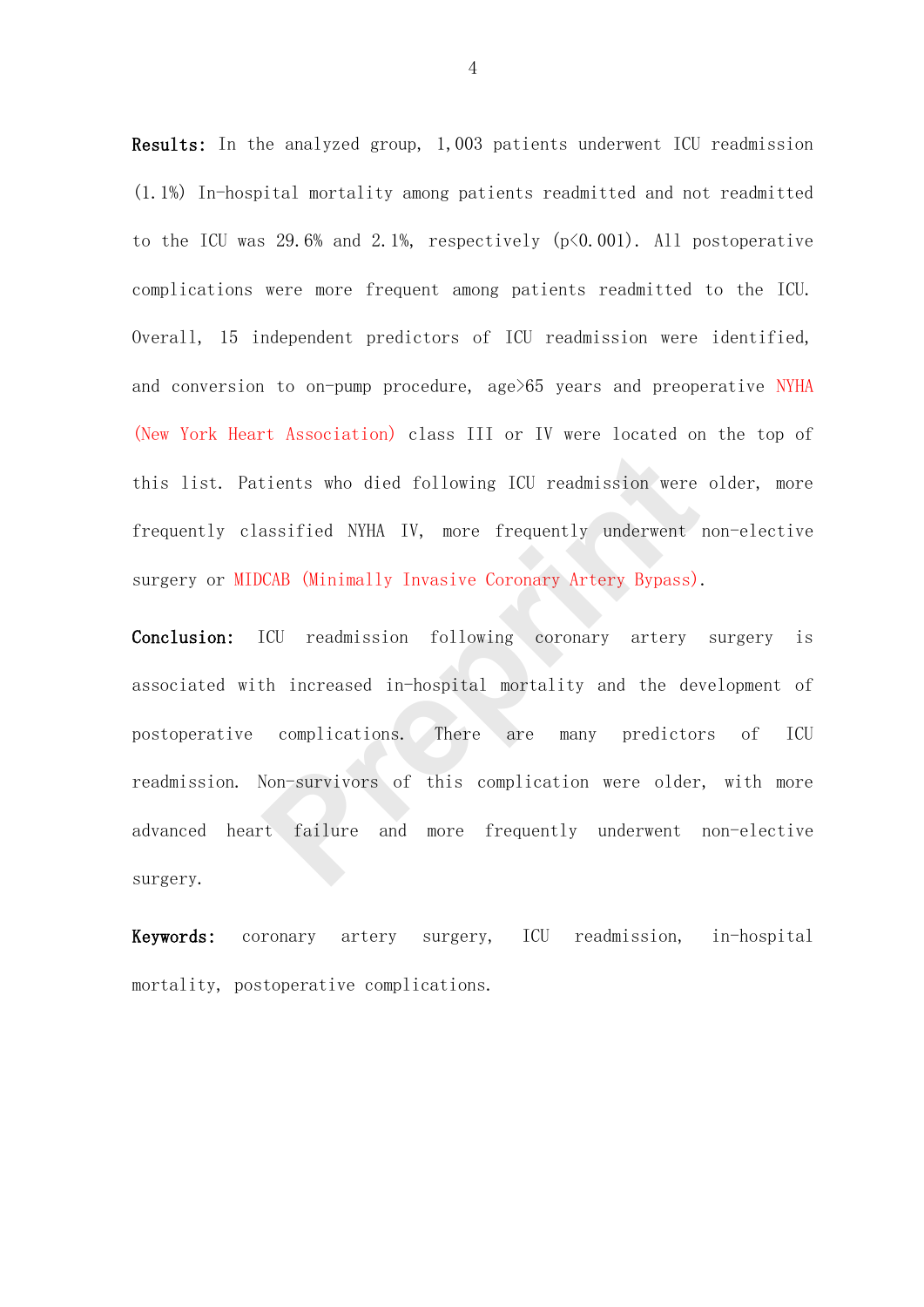**Results:** In the analyzed group, 1,003 patients underwent ICU readmission (1.1%) In-hospital mortality among patients readmitted and not readmitted to the ICU was 29.6% and 2.1%, respectively ($p<0.001$). All postoperative complications were more frequent among patients readmitted to the ICU. Overall, 15 independent predictors of ICU readmission were identified, and conversion to on-pump procedure, age>65 years and preoperative NYHA (New York Heart Association) class III or IV were located on the top of this list. Patients who died following ICU readmission were older, more frequently classified NYHA IV, more frequently underwent non-elective surgery or MIDCAB (Minimally Invasive Coronary Artery Bypass).

**Conclusion:** ICU readmission following coronary artery surgery is associated with increased in-hospital mortality and the development of postoperative complications. There are many predictors of ICU readmission. Non-survivors of this complication were older, with more advanced heart failure and more frequently underwent non-elective surgery.

**Keywords:** coronary artery surgery, ICU readmission, in-hospital mortality, postoperative complications.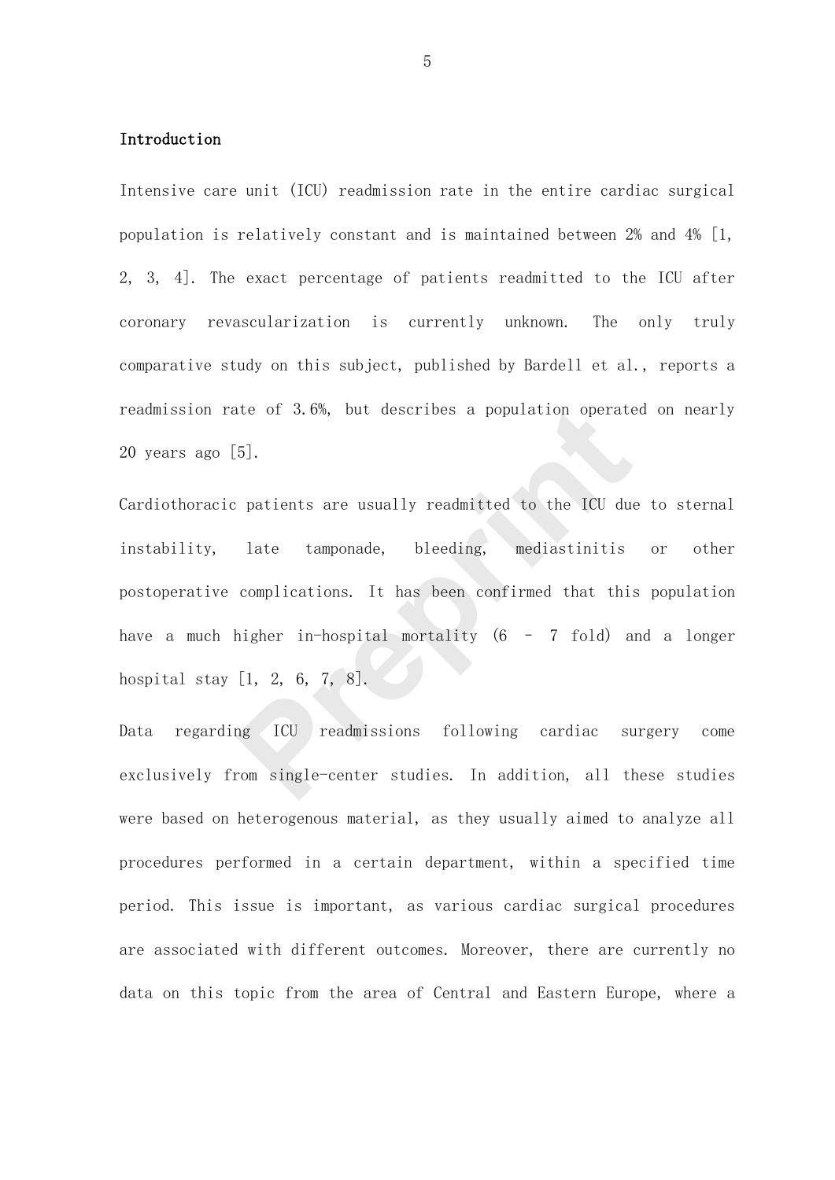## Introduction

Intensive care unit (ICU) readmission rate in the entire cardiac surgical population is relatively constant and is maintained between 2% and 4% [1, 2, 3, 4]. The exact percentage of patients readmitted to the ICU after coronary revascularization is currently unknown. The only truly comparative study on this subject, published by Bardell et al., reports a readmission rate of 3.6%, but describes a population operated on nearly 20 years ago [5].

Cardiothoracic patients are usually readmitted to the ICU due to sternal instability, late tamponade, bleeding, mediastinitis or other postoperative complications. It has been confirmed that this population have a much higher in-hospital mortality (6 – 7 fold) and a longer hospital stay [1, 2, 6, 7, 8].

Data regarding ICU readmissions following cardiac surgery come exclusively from single-center studies. In addition, all these studies were based on heterogenous material, as they usually aimed to analyze all procedures performed in a certain department, within a specified time period. This issue is important, as various cardiac surgical procedures are associated with different outcomes. Moreover, there are currently no data on this topic from the area of Central and Eastern Europe, where a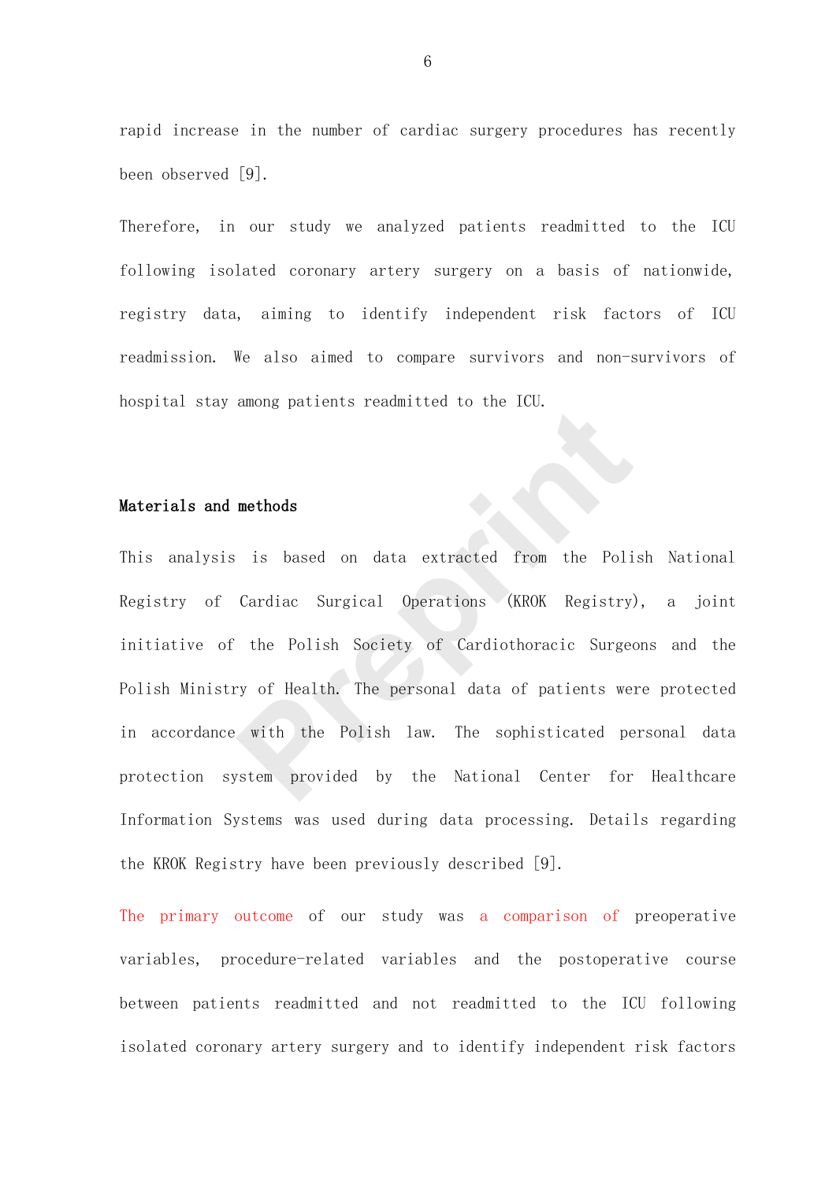rapid increase in the number of cardiac surgery procedures has recently been observed [9].

Therefore, in our study we analyzed patients readmitted to the ICU following isolated coronary artery surgery on a basis of nationwide, registry data, aiming to identify independent risk factors of ICU readmission. We also aimed to compare survivors and non-survivors of hospital stay among patients readmitted to the ICU.

## Materials and methods

This analysis is based on data extracted from the Polish National Registry of Cardiac Surgical Operations (KROK Registry), a joint initiative of the Polish Society of Cardiothoracic Surgeons and the Polish Ministry of Health. The personal data of patients were protected in accordance with the Polish law. The sophisticated personal data protection system provided by the National Center for Healthcare Information Systems was used during data processing. Details regarding the KROK Registry have been previously described [9].

The primary outcome of our study was a comparison of preoperative variables, procedure-related variables and the postoperative course between patients readmitted and not readmitted to the ICU following isolated coronary artery surgery and to identify independent risk factors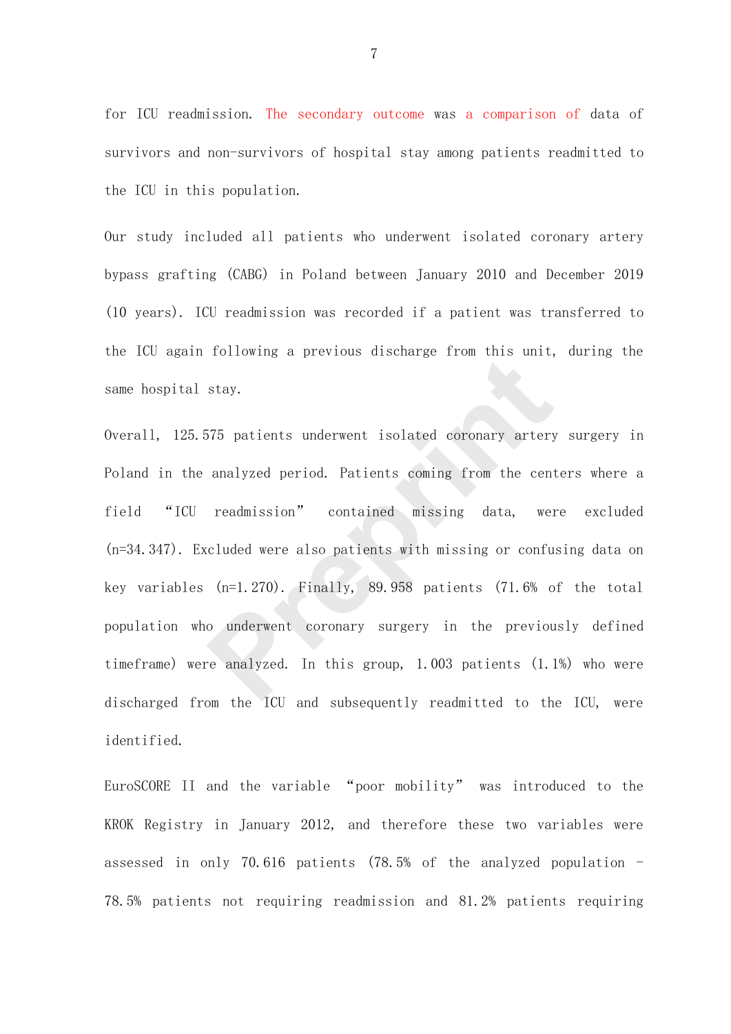for ICU readmission. The secondary outcome was a comparison of data of survivors and non-survivors of hospital stay among patients readmitted to the ICU in this population.

Our study included all patients who underwent isolated coronary artery bypass grafting (CABG) in Poland between January 2010 and December 2019 (10 years). ICU readmission was recorded if a patient was transferred to the ICU again following a previous discharge from this unit, during the same hospital stay.

Overall, 125.575 patients underwent isolated coronary artery surgery in Poland in the analyzed period. Patients coming from the centers where a field "ICU readmission" contained missing data, were excluded (n=34.347). Excluded were also patients with missing or confusing data on key variables (n=1.270). Finally, 89.958 patients (71.6% of the total population who underwent coronary surgery in the previously defined timeframe) were analyzed. In this group, 1.003 patients (1.1%) who were discharged from the ICU and subsequently readmitted to the ICU, were identified.

EuroSCORE II and the variable "poor mobility" was introduced to the KROK Registry in January 2012, and therefore these two variables were assessed in only 70.616 patients (78.5% of the analyzed population - 78.5% patients not requiring readmission and 81.2% patients requiring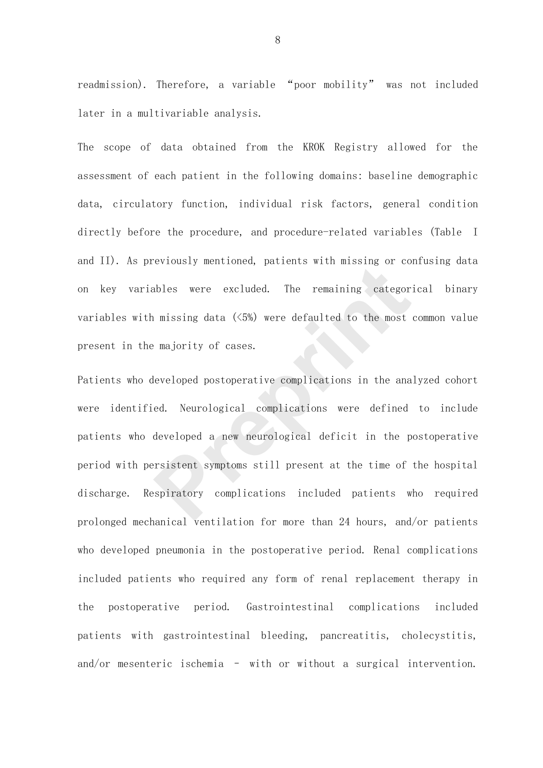readmission). Therefore, a variable "poor mobility" was not included later in a multivariable analysis.

The scope of data obtained from the KROK Registry allowed for the assessment of each patient in the following domains: baseline demographic data, circulatory function, individual risk factors, general condition directly before the procedure, and procedure-related variables (Table I and II). As previously mentioned, patients with missing or confusing data on key variables were excluded. The remaining categorical binary variables with missing data (<5%) were defaulted to the most common value present in the majority of cases.

Patients who developed postoperative complications in the analyzed cohort were identified. Neurological complications were defined to include patients who developed a new neurological deficit in the postoperative period with persistent symptoms still present at the time of the hospital discharge. Respiratory complications included patients who required prolonged mechanical ventilation for more than 24 hours, and/or patients who developed pneumonia in the postoperative period. Renal complications included patients who required any form of renal replacement therapy in the postoperative period. Gastrointestinal complications included patients with gastrointestinal bleeding, pancreatitis, cholecystitis, and/or mesenteric ischemia – with or without a surgical intervention.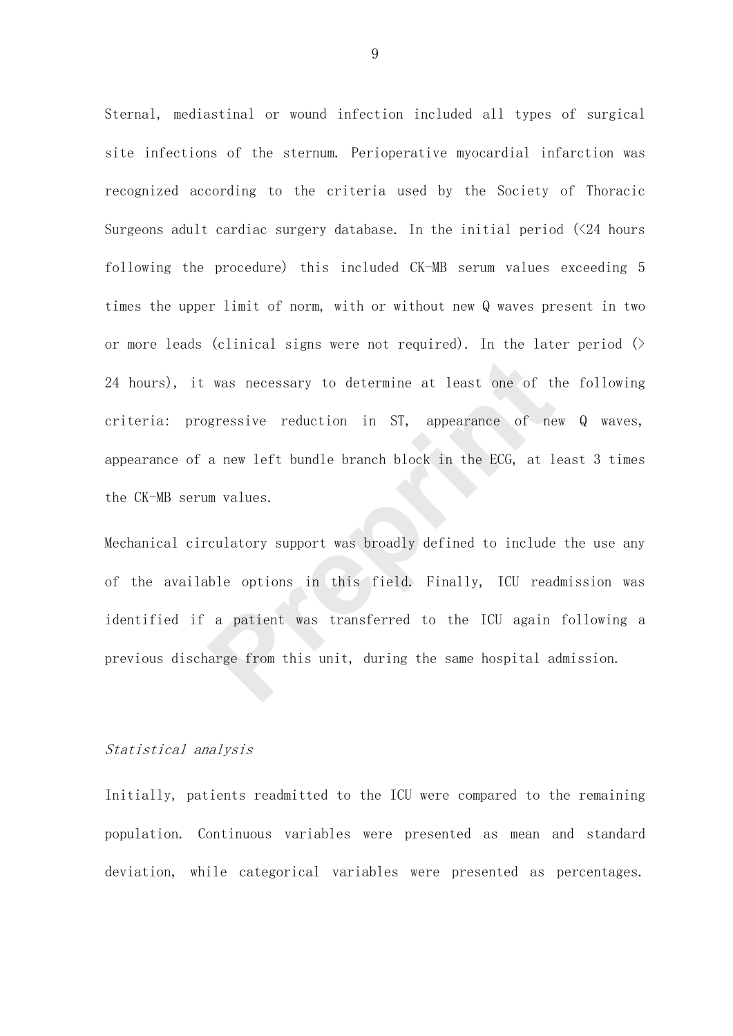Sternal, mediastinal or wound infection included all types of surgical site infections of the sternum. Perioperative myocardial infarction was recognized according to the criteria used by the Society of Thoracic Surgeons adult cardiac surgery database. In the initial period (<24 hours following the procedure) this included CK-MB serum values exceeding 5 times the upper limit of norm, with or without new Q waves present in two or more leads (clinical signs were not required). In the later period (> 24 hours), it was necessary to determine at least one of the following criteria: progressive reduction in ST, appearance of new Q waves, appearance of a new left bundle branch block in the ECG, at least 3 times the CK-MB serum values.

Mechanical circulatory support was broadly defined to include the use any of the available options in this field. Finally, ICU readmission was identified if a patient was transferred to the ICU again following a previous discharge from this unit, during the same hospital admission.

*Statistical analysis*

Initially, patients readmitted to the ICU were compared to the remaining population. Continuous variables were presented as mean and standard deviation, while categorical variables were presented as percentages.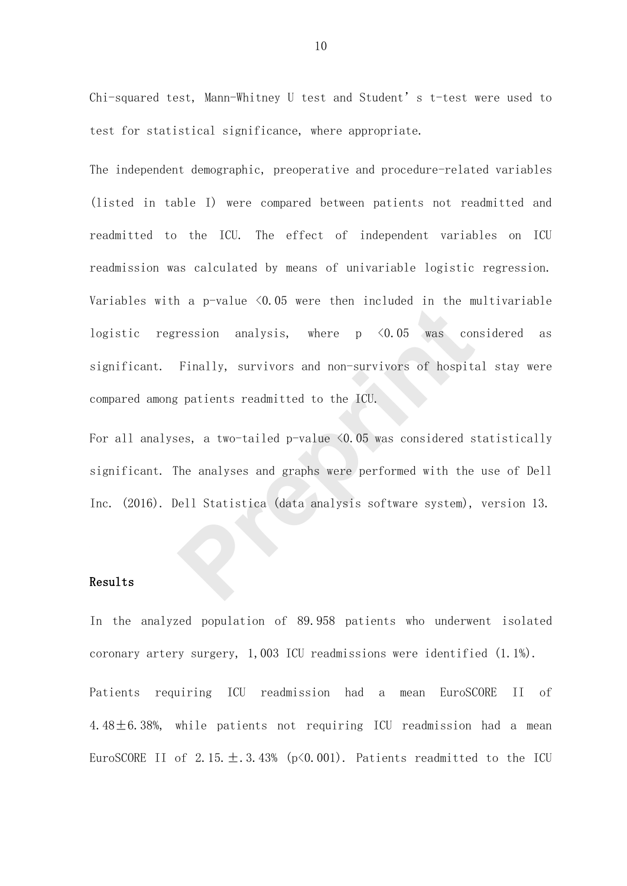Chi-squared test, Mann-Whitney U test and Student's t-test were used to test for statistical significance, where appropriate.

The independent demographic, preoperative and procedure-related variables (listed in table I) were compared between patients not readmitted and readmitted to the ICU. The effect of independent variables on ICU readmission was calculated by means of univariable logistic regression. Variables with a p-value $<0.05$ were then included in the multivariable logistic regression analysis, where $p <0.05$ was considered as significant. Finally, survivors and non-survivors of hospital stay were compared among patients readmitted to the ICU.

For all analyses, a two-tailed p-value $<0.05$ was considered statistically significant. The analyses and graphs were performed with the use of Dell Inc. (2016). Dell Statistica (data analysis software system), version 13.

## Results

In the analyzed population of 89.958 patients who underwent isolated coronary artery surgery, 1,003 ICU readmissions were identified (1.1%).

Patients requiring ICU readmission had a mean EuroSCORE II of 4.48±6.38%, while patients not requiring ICU readmission had a mean EuroSCORE II of 2.15.±.3.43% ($p<0.001$). Patients readmitted to the ICU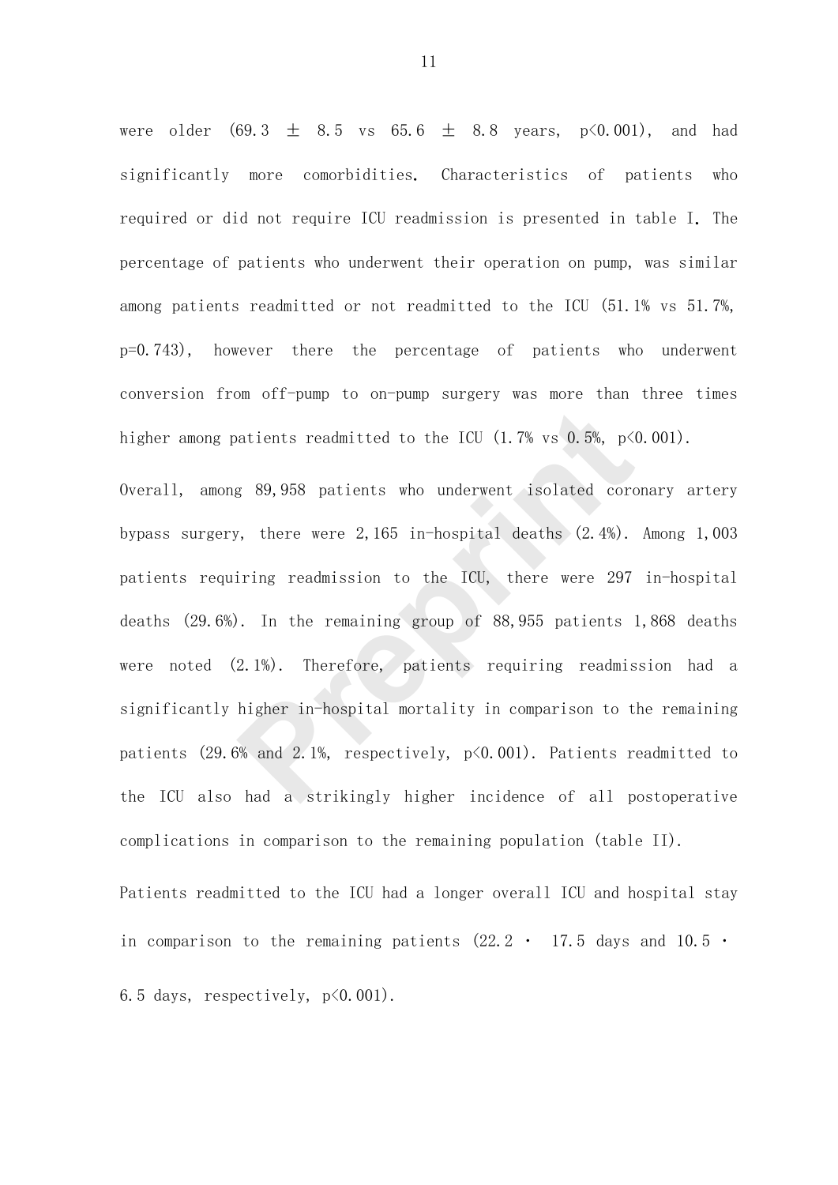were older (69.3 ± 8.5 vs 65.6 ± 8.8 years, $p<0.001$), and had significantly more comorbidities. Characteristics of patients who required or did not require ICU readmission is presented in table I. The percentage of patients who underwent their operation on pump, was similar among patients readmitted or not readmitted to the ICU (51.1% vs 51.7%, $p=0.743$), however there the percentage of patients who underwent conversion from off-pump to on-pump surgery was more than three times higher among patients readmitted to the ICU (1.7% vs 0.5%, $p<0.001$).

Overall, among 89,958 patients who underwent isolated coronary artery bypass surgery, there were 2,165 in-hospital deaths (2.4%). Among 1,003 patients requiring readmission to the ICU, there were 297 in-hospital deaths (29.6%). In the remaining group of 88,955 patients 1,868 deaths were noted (2.1%). Therefore, patients requiring readmission had a significantly higher in-hospital mortality in comparison to the remaining patients (29.6% and 2.1%, respectively, $p<0.001$). Patients readmitted to the ICU also had a strikingly higher incidence of all postoperative complications in comparison to the remaining population (table II).

Patients readmitted to the ICU had a longer overall ICU and hospital stay in comparison to the remaining patients (22.2 · 17.5 days and 10.5 · 6.5 days, respectively, $p<0.001$).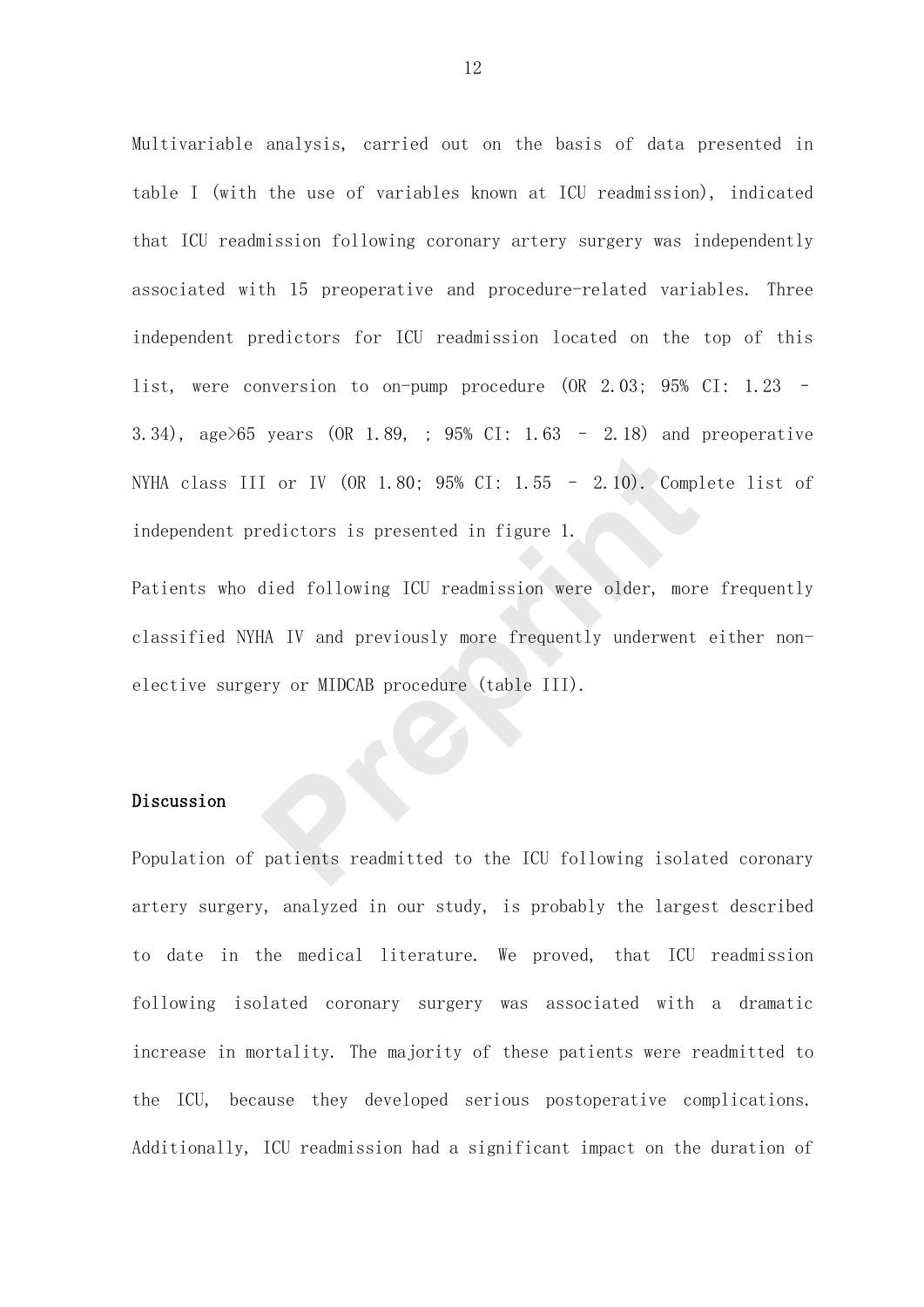Multivariable analysis, carried out on the basis of data presented in table I (with the use of variables known at ICU readmission), indicated that ICU readmission following coronary artery surgery was independently associated with 15 preoperative and procedure-related variables. Three independent predictors for ICU readmission located on the top of this list, were conversion to on-pump procedure (OR 2.03; 95% CI: 1.23 – 3.34), age>65 years (OR 1.89, ; 95% CI: 1.63 – 2.18) and preoperative NYHA class III or IV (OR 1.80; 95% CI: 1.55 – 2.10). Complete list of independent predictors is presented in figure 1.

Patients who died following ICU readmission were older, more frequently classified NYHA IV and previously more frequently underwent either non-elective surgery or MIDCAB procedure (table III).

## Discussion

Population of patients readmitted to the ICU following isolated coronary artery surgery, analyzed in our study, is probably the largest described to date in the medical literature. We proved, that ICU readmission following isolated coronary surgery was associated with a dramatic increase in mortality. The majority of these patients were readmitted to the ICU, because they developed serious postoperative complications. Additionally, ICU readmission had a significant impact on the duration of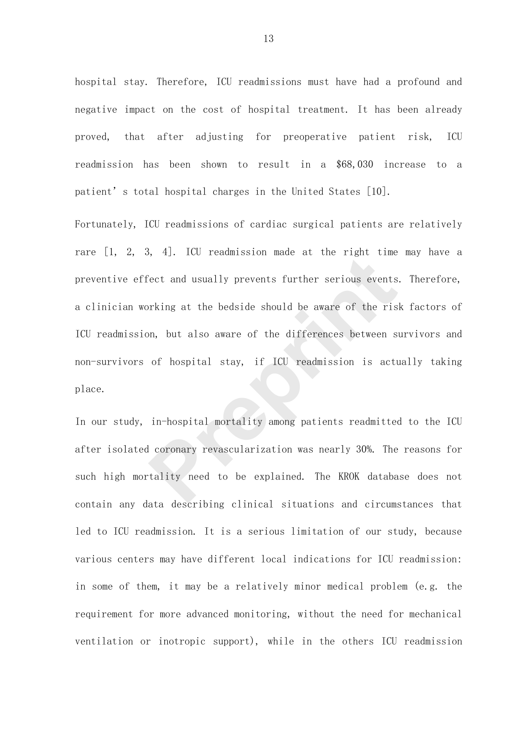hospital stay. Therefore, ICU readmissions must have had a profound and negative impact on the cost of hospital treatment. It has been already proved, that after adjusting for preoperative patient risk, ICU readmission has been shown to result in a $68,030 increase to a patient's total hospital charges in the United States [10].

Fortunately, ICU readmissions of cardiac surgical patients are relatively rare [1, 2, 3, 4]. ICU readmission made at the right time may have a preventive effect and usually prevents further serious events. Therefore, a clinician working at the bedside should be aware of the risk factors of ICU readmission, but also aware of the differences between survivors and non-survivors of hospital stay, if ICU readmission is actually taking place.

In our study, in-hospital mortality among patients readmitted to the ICU after isolated coronary revascularization was nearly 30%. The reasons for such high mortality need to be explained. The KROK database does not contain any data describing clinical situations and circumstances that led to ICU readmission. It is a serious limitation of our study, because various centers may have different local indications for ICU readmission: in some of them, it may be a relatively minor medical problem (e.g. the requirement for more advanced monitoring, without the need for mechanical ventilation or inotropic support), while in the others ICU readmission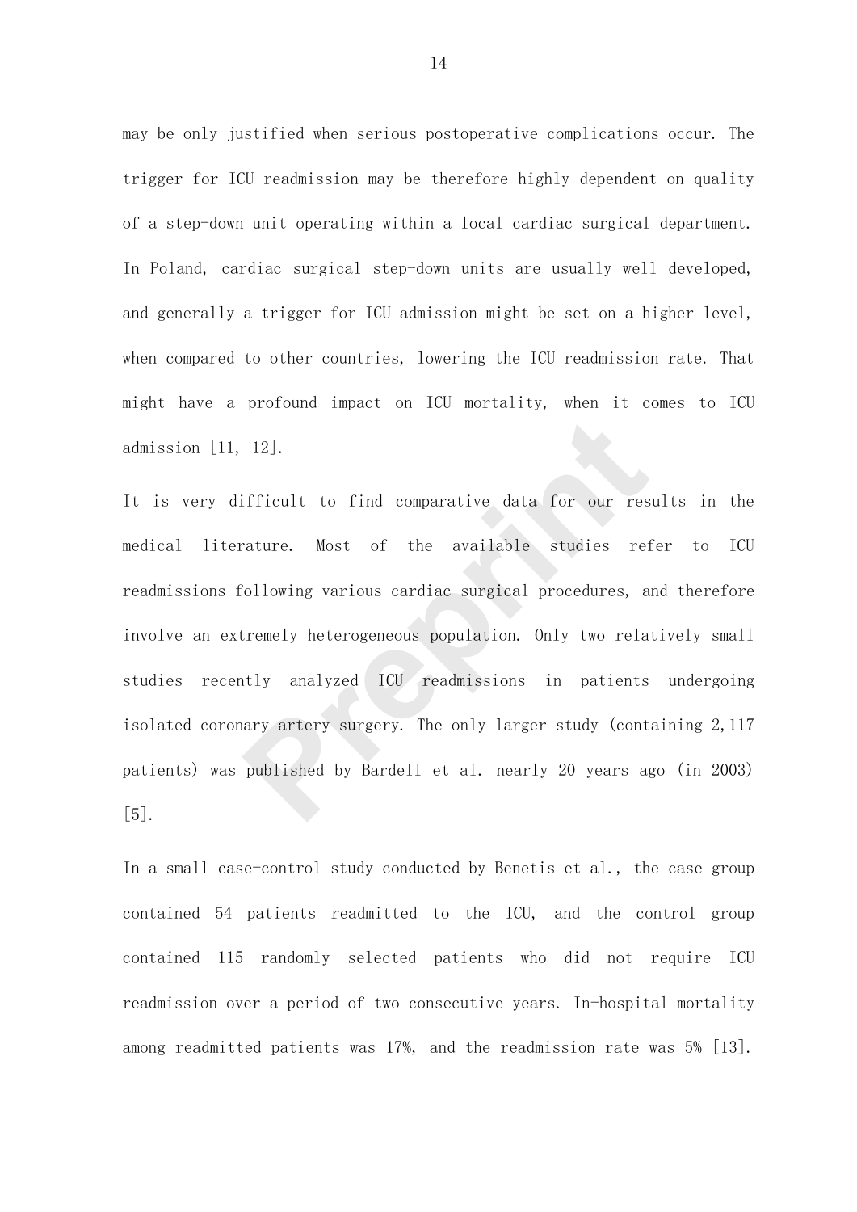may be only justified when serious postoperative complications occur. The trigger for ICU readmission may be therefore highly dependent on quality of a step-down unit operating within a local cardiac surgical department. In Poland, cardiac surgical step-down units are usually well developed, and generally a trigger for ICU admission might be set on a higher level, when compared to other countries, lowering the ICU readmission rate. That might have a profound impact on ICU mortality, when it comes to ICU admission [11, 12].

It is very difficult to find comparative data for our results in the medical literature. Most of the available studies refer to ICU readmissions following various cardiac surgical procedures, and therefore involve an extremely heterogeneous population. Only two relatively small studies recently analyzed ICU readmissions in patients undergoing isolated coronary artery surgery. The only larger study (containing 2,117 patients) was published by Bardell et al. nearly 20 years ago (in 2003) [5].

In a small case-control study conducted by Benetis et al., the case group contained 54 patients readmitted to the ICU, and the control group contained 115 randomly selected patients who did not require ICU readmission over a period of two consecutive years. In-hospital mortality among readmitted patients was 17%, and the readmission rate was 5% [13].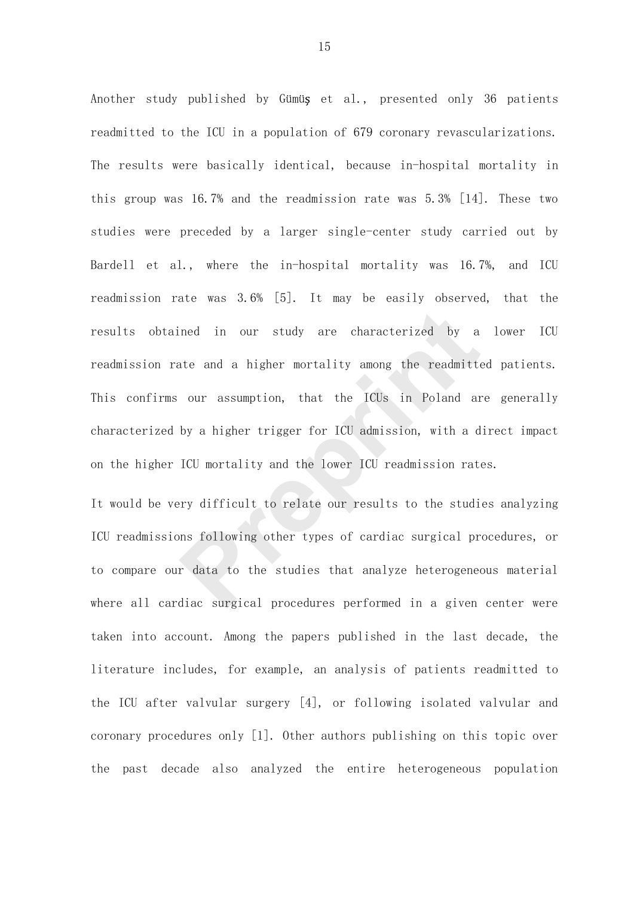Another study published by Gümüş et al., presented only 36 patients readmitted to the ICU in a population of 679 coronary revascularizations. The results were basically identical, because in-hospital mortality in this group was 16.7% and the readmission rate was 5.3% [14]. These two studies were preceded by a larger single-center study carried out by Bardell et al., where the in-hospital mortality was 16.7%, and ICU readmission rate was 3.6% [5]. It may be easily observed, that the results obtained in our study are characterized by a lower ICU readmission rate and a higher mortality among the readmitted patients. This confirms our assumption, that the ICUs in Poland are generally characterized by a higher trigger for ICU admission, with a direct impact on the higher ICU mortality and the lower ICU readmission rates.

It would be very difficult to relate our results to the studies analyzing ICU readmissions following other types of cardiac surgical procedures, or to compare our data to the studies that analyze heterogeneous material where all cardiac surgical procedures performed in a given center were taken into account. Among the papers published in the last decade, the literature includes, for example, an analysis of patients readmitted to the ICU after valvular surgery [4], or following isolated valvular and coronary procedures only [1]. Other authors publishing on this topic over the past decade also analyzed the entire heterogeneous population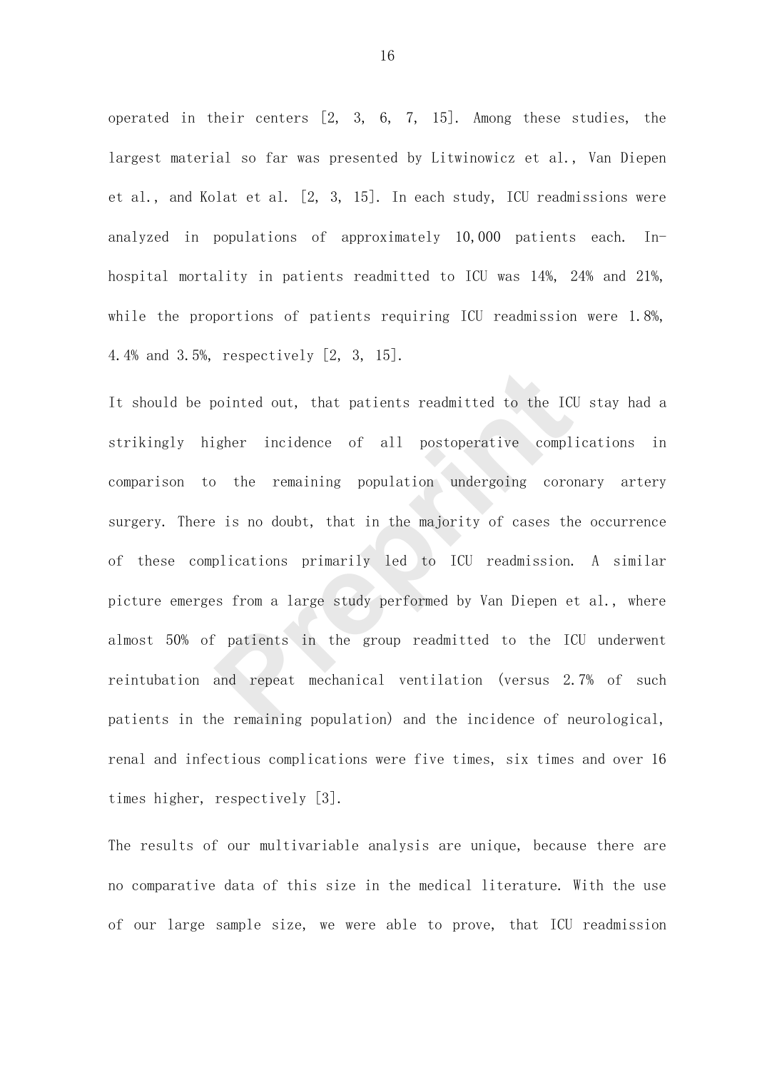operated in their centers [2, 3, 6, 7, 15]. Among these studies, the largest material so far was presented by Litwinowicz et al., Van Diepen et al., and Kolat et al. [2, 3, 15]. In each study, ICU readmissions were analyzed in populations of approximately 10,000 patients each. In-hospital mortality in patients readmitted to ICU was 14%, 24% and 21%, while the proportions of patients requiring ICU readmission were 1.8%, 4.4% and 3.5%, respectively [2, 3, 15].

It should be pointed out, that patients readmitted to the ICU stay had a strikingly higher incidence of all postoperative complications in comparison to the remaining population undergoing coronary artery surgery. There is no doubt, that in the majority of cases the occurrence of these complications primarily led to ICU readmission. A similar picture emerges from a large study performed by Van Diepen et al., where almost 50% of patients in the group readmitted to the ICU underwent reintubation and repeat mechanical ventilation (versus 2.7% of such patients in the remaining population) and the incidence of neurological, renal and infectious complications were five times, six times and over 16 times higher, respectively [3].

The results of our multivariable analysis are unique, because there are no comparative data of this size in the medical literature. With the use of our large sample size, we were able to prove, that ICU readmission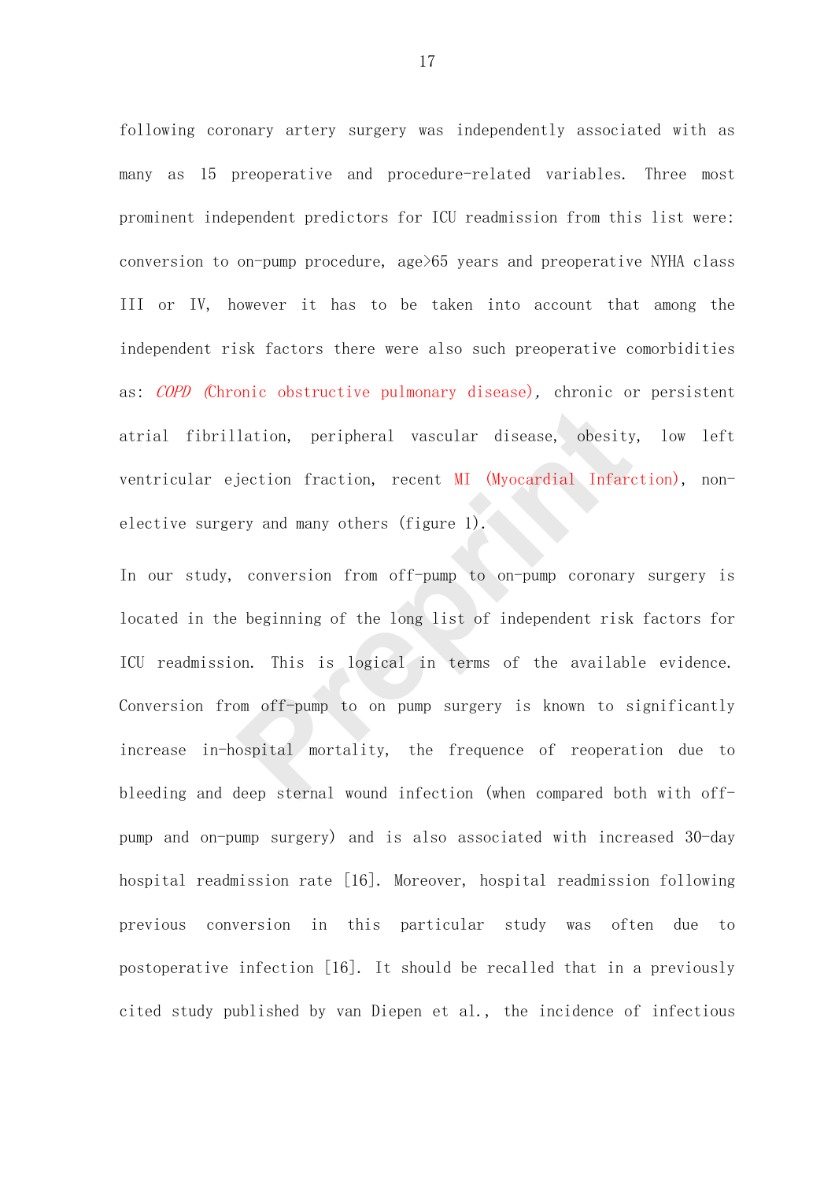following coronary artery surgery was independently associated with as many as 15 preoperative and procedure-related variables. Three most prominent independent predictors for ICU readmission from this list were: conversion to on-pump procedure, age>65 years and preoperative NYHA class III or IV, however it has to be taken into account that among the independent risk factors there were also such preoperative comorbidities as: *COPD* (Chronic obstructive pulmonary disease), chronic or persistent atrial fibrillation, peripheral vascular disease, obesity, low left ventricular ejection fraction, recent MI (Myocardial Infarction), non-elective surgery and many others (figure 1).

In our study, conversion from off-pump to on-pump coronary surgery is located in the beginning of the long list of independent risk factors for ICU readmission. This is logical in terms of the available evidence. Conversion from off-pump to on pump surgery is known to significantly increase in-hospital mortality, the frequence of reoperation due to bleeding and deep sternal wound infection (when compared both with off-pump and on-pump surgery) and is also associated with increased 30-day hospital readmission rate [16]. Moreover, hospital readmission following previous conversion in this particular study was often due to postoperative infection [16]. It should be recalled that in a previously cited study published by van Diepen et al., the incidence of infectious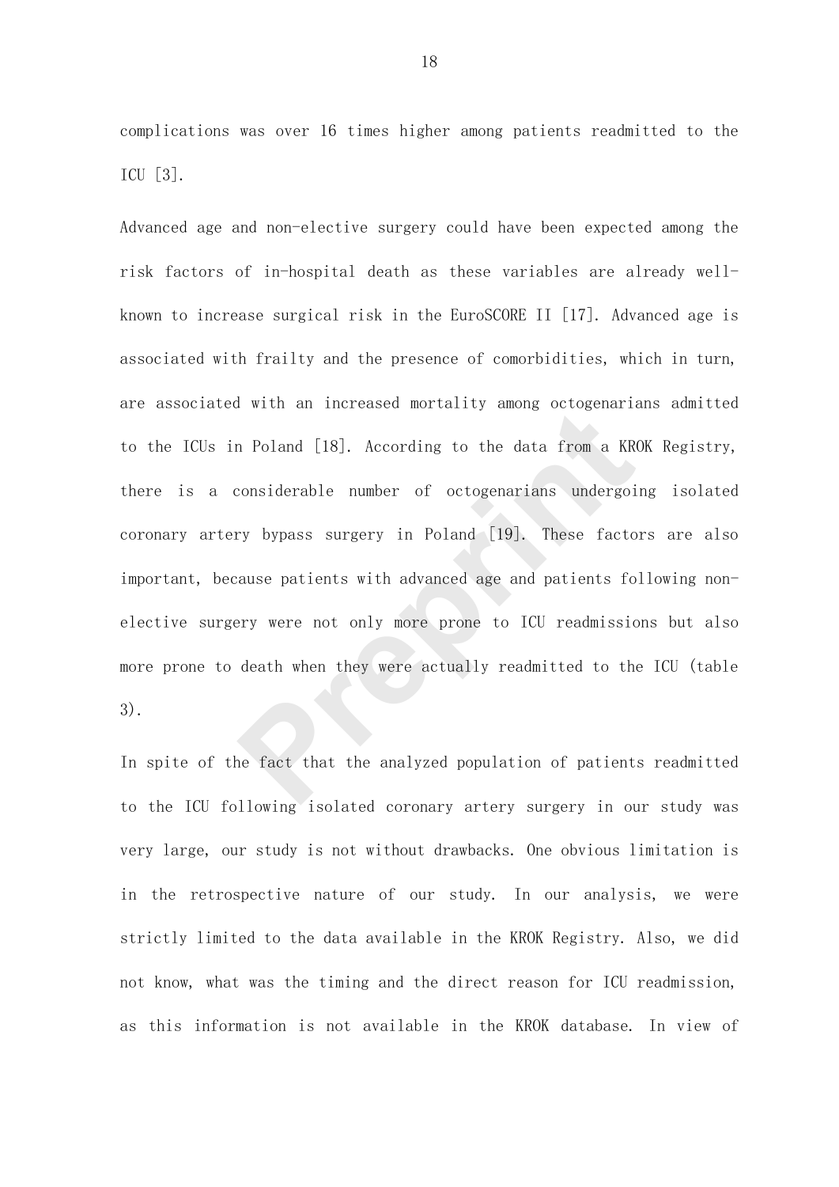complications was over 16 times higher among patients readmitted to the ICU [3].

Advanced age and non-elective surgery could have been expected among the risk factors of in-hospital death as these variables are already well-known to increase surgical risk in the EuroSCORE II [17]. Advanced age is associated with frailty and the presence of comorbidities, which in turn, are associated with an increased mortality among octogenarians admitted to the ICUs in Poland [18]. According to the data from a KROK Registry, there is a considerable number of octogenarians undergoing isolated coronary artery bypass surgery in Poland [19]. These factors are also important, because patients with advanced age and patients following non-elective surgery were not only more prone to ICU readmissions but also more prone to death when they were actually readmitted to the ICU (table 3).

In spite of the fact that the analyzed population of patients readmitted to the ICU following isolated coronary artery surgery in our study was very large, our study is not without drawbacks. One obvious limitation is in the retrospective nature of our study. In our analysis, we were strictly limited to the data available in the KROK Registry. Also, we did not know, what was the timing and the direct reason for ICU readmission, as this information is not available in the KROK database. In view of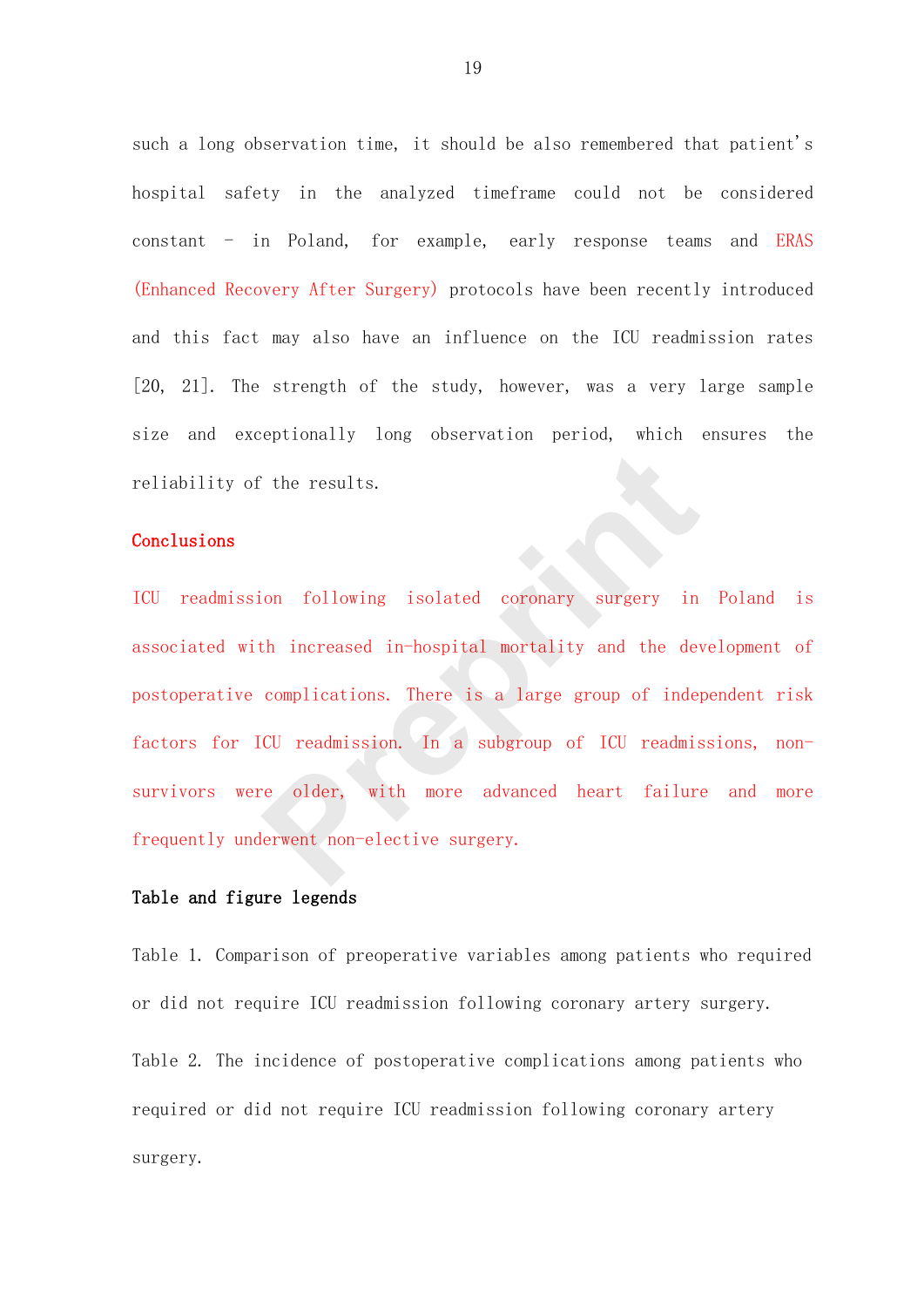such a long observation time, it should be also remembered that patient's hospital safety in the analyzed timeframe could not be considered constant – in Poland, for example, early response teams and ERAS (Enhanced Recovery After Surgery) protocols have been recently introduced and this fact may also have an influence on the ICU readmission rates [20, 21]. The strength of the study, however, was a very large sample size and exceptionally long observation period, which ensures the reliability of the results.

## Conclusions

ICU readmission following isolated coronary surgery in Poland is associated with increased in-hospital mortality and the development of postoperative complications. There is a large group of independent risk factors for ICU readmission. In a subgroup of ICU readmissions, non-survivors were older, with more advanced heart failure and more frequently underwent non-elective surgery.

## Table and figure legends

Table 1. Comparison of preoperative variables among patients who required or did not require ICU readmission following coronary artery surgery.

Table 2. The incidence of postoperative complications among patients who required or did not require ICU readmission following coronary artery surgery.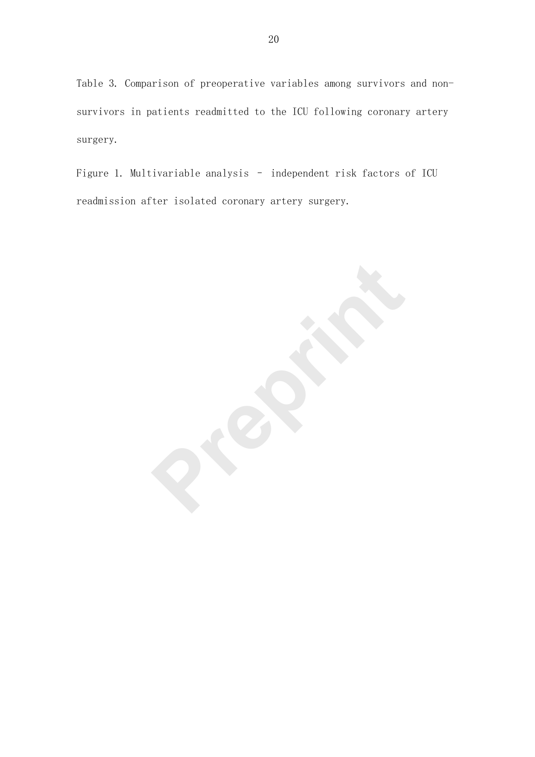Table 3. Comparison of preoperative variables among survivors and non-survivors in patients readmitted to the ICU following coronary artery surgery.

Figure 1. Multivariable analysis – independent risk factors of ICU readmission after isolated coronary artery surgery.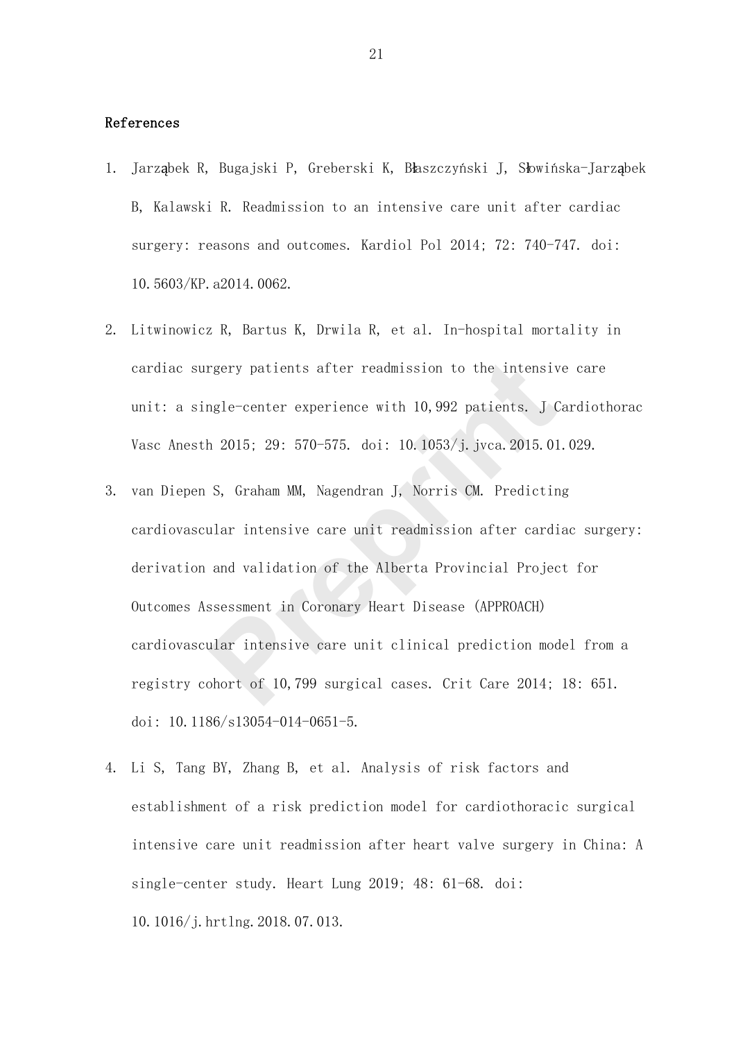## References

1. Jarząbek R, Bugajski P, Greberski K, Błaszczyński J, Słowińska-Jarząbek B, Kalawski R. Readmission to an intensive care unit after cardiac surgery: reasons and outcomes. Kardiol Pol 2014; 72: 740-747. doi: 10.5603/KP.a2014.0062.
2. Litwinowicz R, Bartus K, Drwila R, et al. In-hospital mortality in cardiac surgery patients after readmission to the intensive care unit: a single-center experience with 10,992 patients. J Cardiothorac Vasc Anesth 2015; 29: 570-575. doi: 10.1053/j.jvca.2015.01.029.
3. van Diepen S, Graham MM, Nagendran J, Norris CM. Predicting cardiovascular intensive care unit readmission after cardiac surgery: derivation and validation of the Alberta Provincial Project for Outcomes Assessment in Coronary Heart Disease (APPROACH) cardiovascular intensive care unit clinical prediction model from a registry cohort of 10,799 surgical cases. Crit Care 2014; 18: 651. doi: 10.1186/s13054-014-0651-5.
4. Li S, Tang BY, Zhang B, et al. Analysis of risk factors and establishment of a risk prediction model for cardiothoracic surgical intensive care unit readmission after heart valve surgery in China: A single-center study. Heart Lung 2019; 48: 61-68. doi: 10.1016/j.hrtlng.2018.07.013.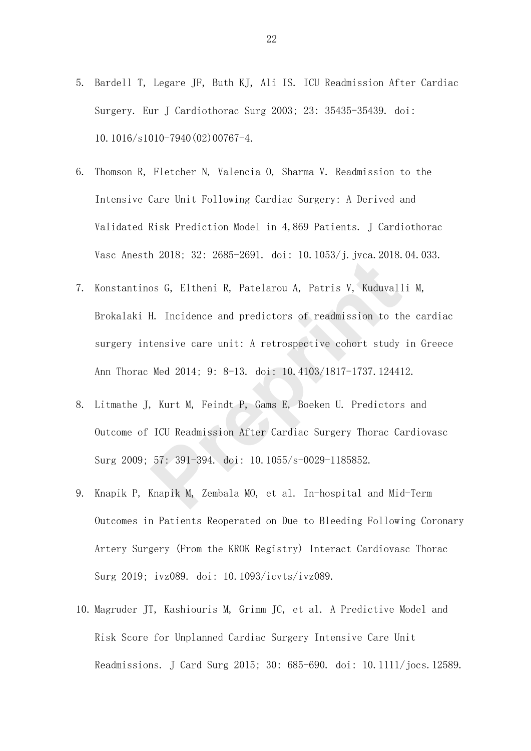5. Bardell T, Legare JF, Buth KJ, Ali IS. ICU Readmission After Cardiac Surgery. Eur J Cardiothorac Surg 2003; 23: 35435-35439. doi: 10.1016/s1010-7940(02)00767-4.

6. Thomson R, Fletcher N, Valencia O, Sharma V. Readmission to the Intensive Care Unit Following Cardiac Surgery: A Derived and Validated Risk Prediction Model in 4,869 Patients. J Cardiothorac Vasc Anesth 2018; 32: 2685-2691. doi: 10.1053/j.jvca.2018.04.033.

7. Konstantinos G, Eltheni R, Patelarou A, Patris V, Kuduvalli M, Brokalaki H. Incidence and predictors of readmission to the cardiac surgery intensive care unit: A retrospective cohort study in Greece Ann Thorac Med 2014; 9: 8-13. doi: 10.4103/1817-1737.124412.

8. Litmathe J, Kurt M, Feindt P, Gams E, Boeken U. Predictors and Outcome of ICU Readmission After Cardiac Surgery Thorac Cardiovasc Surg 2009; 57: 391-394. doi: 10.1055/s-0029-1185852.

9. Knapik P, Knapik M, Zembala MO, et al. In-hospital and Mid-Term Outcomes in Patients Reoperated on Due to Bleeding Following Coronary Artery Surgery (From the KROK Registry) Interact Cardiovasc Thorac Surg 2019; ivz089. doi: 10.1093/icvts/ivz089.

10. Magruder JT, Kashiouris M, Grimm JC, et al. A Predictive Model and Risk Score for Unplanned Cardiac Surgery Intensive Care Unit Readmissions. J Card Surg 2015; 30: 685-690. doi: 10.1111/jocs.12589.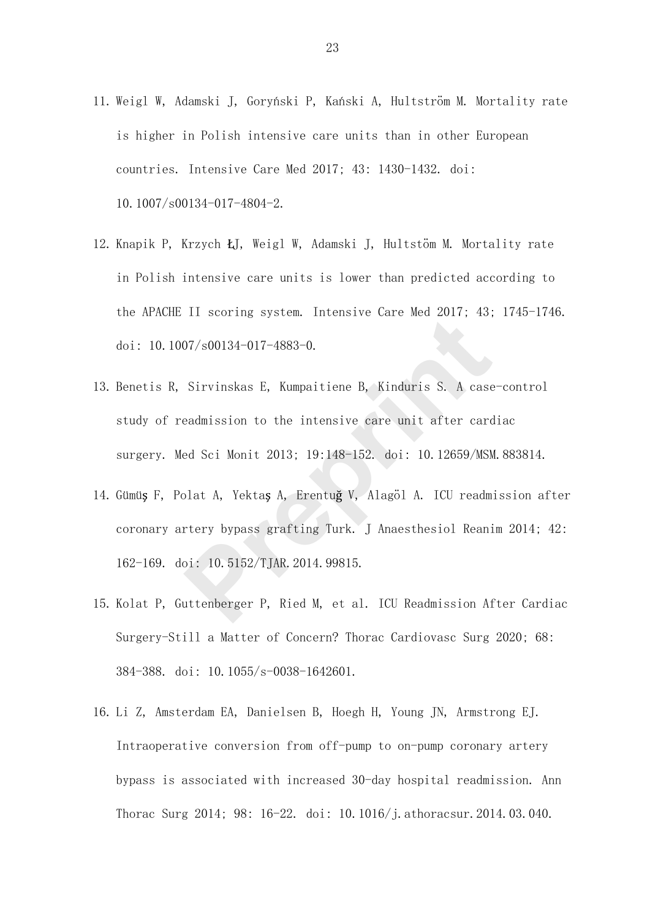11. Weigl W, Adamski J, Goryński P, Kański A, Hultström M. Mortality rate is higher in Polish intensive care units than in other European countries. Intensive Care Med 2017; 43: 1430-1432. doi: 10.1007/s00134-017-4804-2.

12. Knapik P, Krzych ŁJ, Weigl W, Adamski J, Hultstöm M. Mortality rate in Polish intensive care units is lower than predicted according to the APACHE II scoring system. Intensive Care Med 2017; 43; 1745-1746. doi: 10.1007/s00134-017-4883-0.

13. Benetis R, Sirvinskas E, Kumpaitiene B, Kinduris S. A case-control study of readmission to the intensive care unit after cardiac surgery. Med Sci Monit 2013; 19:148-152. doi: 10.12659/MSM.883814.

14. Gümüş F, Polat A, Yektaş A, Erentuğ V, Alagöl A. ICU readmission after coronary artery bypass grafting Turk. J Anaesthesiol Reanim 2014; 42: 162-169. doi: 10.5152/TJAR.2014.99815.

15. Kolat P, Guttenberger P, Ried M, et al. ICU Readmission After Cardiac Surgery-Still a Matter of Concern? Thorac Cardiovasc Surg 2020; 68: 384-388. doi: 10.1055/s-0038-1642601.

16. Li Z, Amsterdam EA, Danielsen B, Hoegh H, Young JN, Armstrong EJ. Intraoperative conversion from off-pump to on-pump coronary artery bypass is associated with increased 30-day hospital readmission. Ann Thorac Surg 2014; 98: 16-22. doi: 10.1016/j.athoracsur.2014.03.040.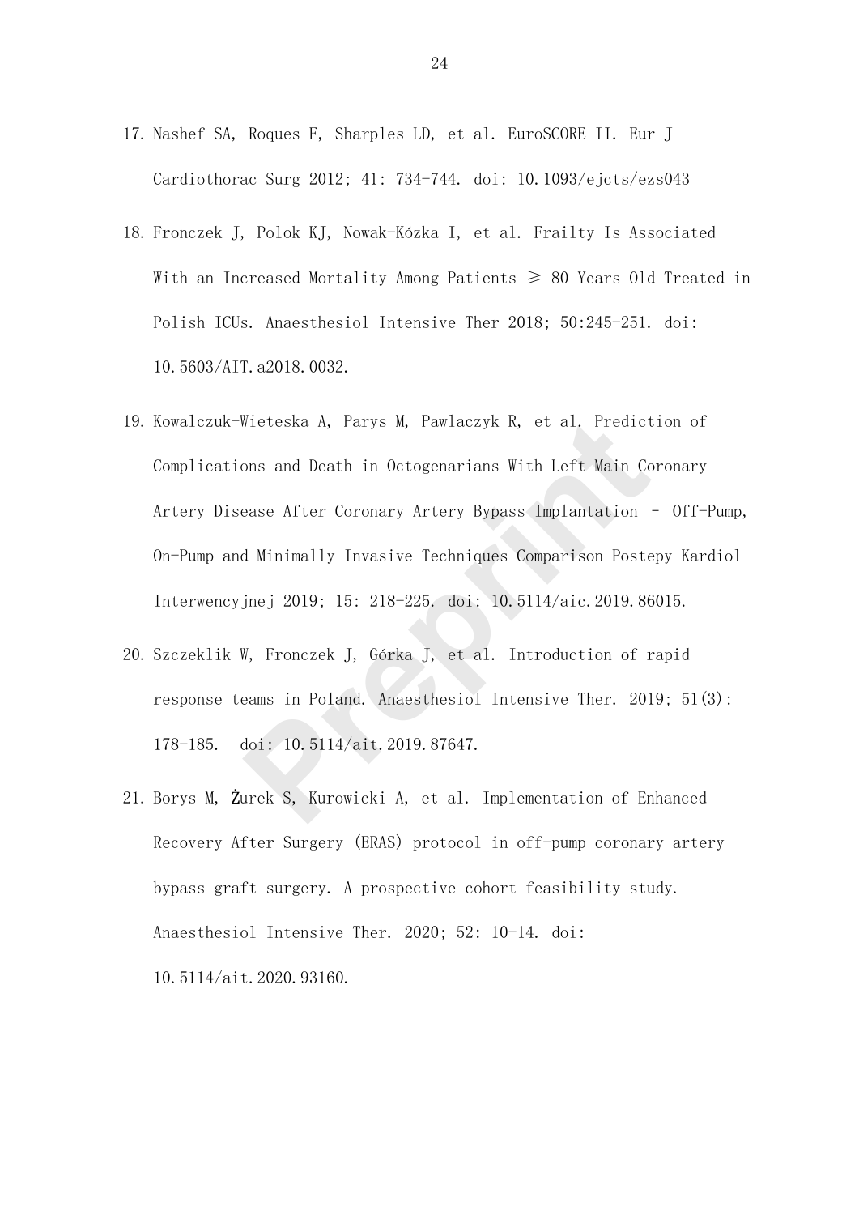17. Nashef SA, Roques F, Sharples LD, et al. EuroSCORE II. Eur J Cardiothorac Surg 2012; 41: 734-744. doi: 10.1093/ejcts/ezs043

18. Fronczek J, Polok KJ, Nowak-Kózka I, et al. Frailty Is Associated With an Increased Mortality Among Patients ≥ 80 Years Old Treated in Polish ICUs. Anaesthesiol Intensive Ther 2018; 50:245-251. doi: 10.5603/AIT.a2018.0032.

19. Kowalczuk-Wieteska A, Parys M, Pawlaczyk R, et al. Prediction of Complications and Death in Octogenarians With Left Main Coronary Artery Disease After Coronary Artery Bypass Implantation - Off-Pump, On-Pump and Minimally Invasive Techniques Comparison Postepy Kardiol Interwencyjnej 2019; 15: 218-225. doi: 10.5114/aic.2019.86015.

20. Szczeklik W, Fronczek J, Górka J, et al. Introduction of rapid response teams in Poland. Anaesthesiol Intensive Ther. 2019; 51(3): 178-185. doi: 10.5114/ait.2019.87647.

21. Borys M, Żurek S, Kurowicki A, et al. Implementation of Enhanced Recovery After Surgery (ERAS) protocol in off-pump coronary artery bypass graft surgery. A prospective cohort feasibility study. Anaesthesiol Intensive Ther. 2020; 52: 10-14. doi: 10.5114/ait.2020.93160.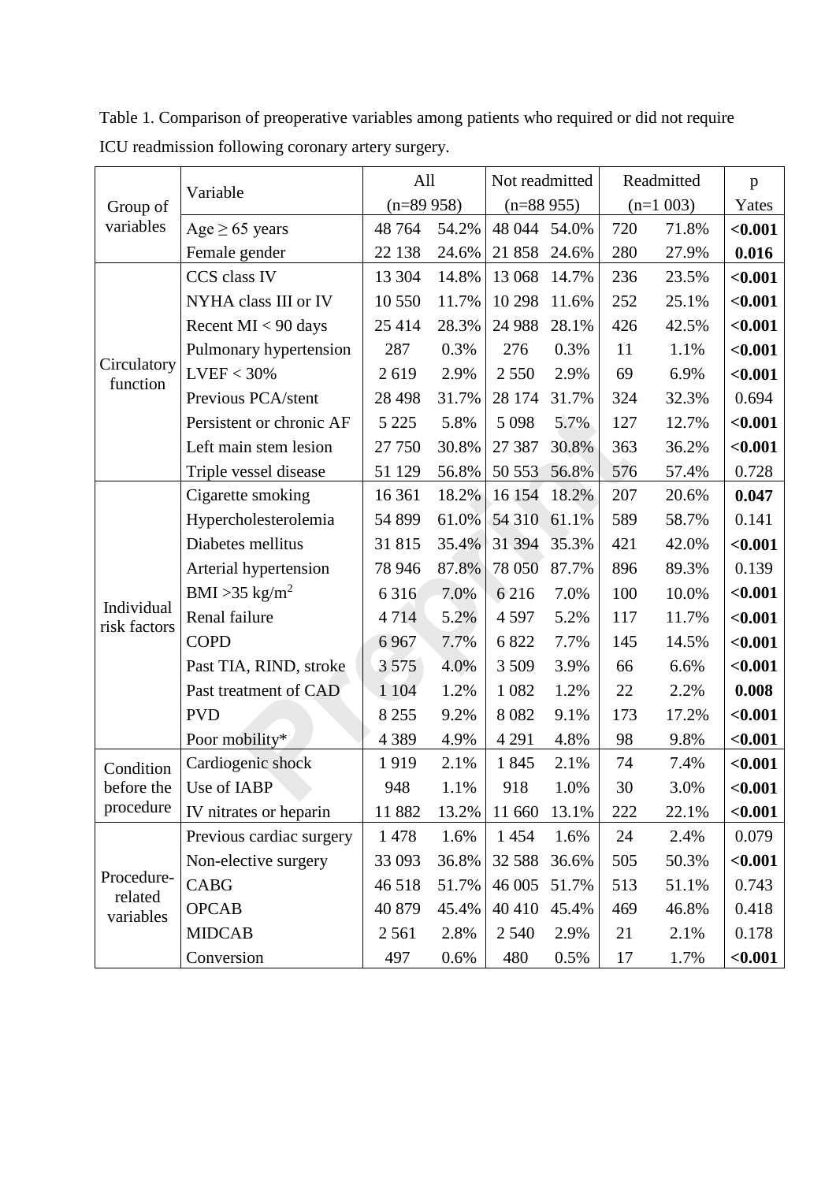Table 1. Comparison of preoperative variables among patients who required or did not require ICU readmission following coronary artery surgery.

| Group of variables | Variable | All (n=89 958) | | Not readmitted (n=88 955) | | Readmitted (n=1 003) | | p Yates |
|---|---|---|---|---|---|---|---|---|
| | Age ≥ 65 years | 48 764 | 54.2% | 48 044 | 54.0% | 720 | 71.8% | **<0.001** |
| | Female gender | 22 138 | 24.6% | 21 858 | 24.6% | 280 | 27.9% | **0.016** |
| Circulatory function | CCS class IV | 13 304 | 14.8% | 13 068 | 14.7% | 236 | 23.5% | **<0.001** |
| | NYHA class III or IV | 10 550 | 11.7% | 10 298 | 11.6% | 252 | 25.1% | **<0.001** |
| | Recent MI < 90 days | 25 414 | 28.3% | 24 988 | 28.1% | 426 | 42.5% | **<0.001** |
| | Pulmonary hypertension | 287 | 0.3% | 276 | 0.3% | 11 | 1.1% | **<0.001** |
| | LVEF < 30% | 2 619 | 2.9% | 2 550 | 2.9% | 69 | 6.9% | **<0.001** |
| | Previous PCA/stent | 28 498 | 31.7% | 28 174 | 31.7% | 324 | 32.3% | 0.694 |
| | Persistent or chronic AF | 5 225 | 5.8% | 5 098 | 5.7% | 127 | 12.7% | **<0.001** |
| | Left main stem lesion | 27 750 | 30.8% | 27 387 | 30.8% | 363 | 36.2% | **<0.001** |
| | Triple vessel disease | 51 129 | 56.8% | 50 553 | 56.8% | 576 | 57.4% | 0.728 |
| Individual risk factors | Cigarette smoking | 16 361 | 18.2% | 16 154 | 18.2% | 207 | 20.6% | **0.047** |
| | Hypercholesterolemia | 54 899 | 61.0% | 54 310 | 61.1% | 589 | 58.7% | 0.141 |
| | Diabetes mellitus | 31 815 | 35.4% | 31 394 | 35.3% | 421 | 42.0% | **<0.001** |
| | Arterial hypertension | 78 946 | 87.8% | 78 050 | 87.7% | 896 | 89.3% | 0.139 |
| | BMI >35 kg/m$^2$ | 6 316 | 7.0% | 6 216 | 7.0% | 100 | 10.0% | **<0.001** |
| | Renal failure | 4 714 | 5.2% | 4 597 | 5.2% | 117 | 11.7% | **<0.001** |
| | COPD | 6 967 | 7.7% | 6 822 | 7.7% | 145 | 14.5% | **<0.001** |
| | Past TIA, RIND, stroke | 3 575 | 4.0% | 3 509 | 3.9% | 66 | 6.6% | **<0.001** |
| | Past treatment of CAD | 1 104 | 1.2% | 1 082 | 1.2% | 22 | 2.2% | **0.008** |
| | PVD | 8 255 | 9.2% | 8 082 | 9.1% | 173 | 17.2% | **<0.001** |
| | Poor mobility* | 4 389 | 4.9% | 4 291 | 4.8% | 98 | 9.8% | **<0.001** |
| Condition before the procedure | Cardiogenic shock | 1 919 | 2.1% | 1 845 | 2.1% | 74 | 7.4% | **<0.001** |
| | Use of IABP | 948 | 1.1% | 918 | 1.0% | 30 | 3.0% | **<0.001** |
| | IV nitrates or heparin | 11 882 | 13.2% | 11 660 | 13.1% | 222 | 22.1% | **<0.001** |
| Procedure-related variables | Previous cardiac surgery | 1 478 | 1.6% | 1 454 | 1.6% | 24 | 2.4% | 0.079 |
| | Non-elective surgery | 33 093 | 36.8% | 32 588 | 36.6% | 505 | 50.3% | **<0.001** |
| | CABG | 46 518 | 51.7% | 46 005 | 51.7% | 513 | 51.1% | 0.743 |
| | OPCAB | 40 879 | 45.4% | 40 410 | 45.4% | 469 | 46.8% | 0.418 |
| | MIDCAB | 2 561 | 2.8% | 2 540 | 2.9% | 21 | 2.1% | 0.178 |
| | Conversion | 497 | 0.6% | 480 | 0.5% | 17 | 1.7% | **<0.001** |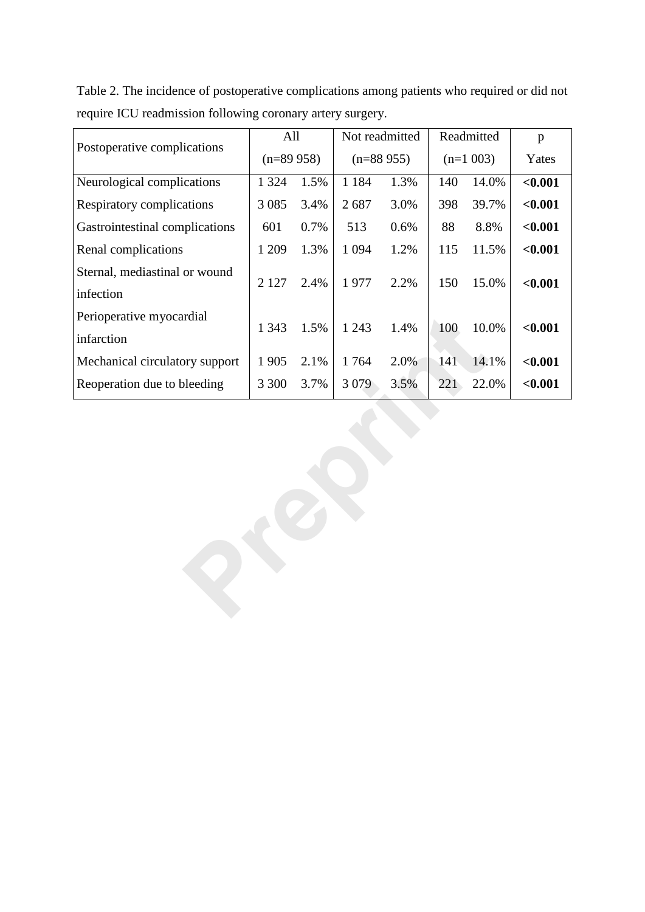Table 2. The incidence of postoperative complications among patients who required or did not require ICU readmission following coronary artery surgery.

| Postoperative complications | All (n=89 958) | | Not readmitted (n=88 955) | | Readmitted (n=1 003) | | p Yates |
|---|---|---|---|---|---|---|---|
| Neurological complications | 1 324 | 1.5% | 1 184 | 1.3% | 140 | 14.0% | **<0.001** |
| Respiratory complications | 3 085 | 3.4% | 2 687 | 3.0% | 398 | 39.7% | **<0.001** |
| Gastrointestinal complications | 601 | 0.7% | 513 | 0.6% | 88 | 8.8% | **<0.001** |
| Renal complications | 1 209 | 1.3% | 1 094 | 1.2% | 115 | 11.5% | **<0.001** |
| Sternal, mediastinal or wound infection | 2 127 | 2.4% | 1 977 | 2.2% | 150 | 15.0% | **<0.001** |
| Perioperative myocardial infarction | 1 343 | 1.5% | 1 243 | 1.4% | 100 | 10.0% | **<0.001** |
| Mechanical circulatory support | 1 905 | 2.1% | 1 764 | 2.0% | 141 | 14.1% | **<0.001** |
| Reoperation due to bleeding | 3 300 | 3.7% | 3 079 | 3.5% | 221 | 22.0% | **<0.001** |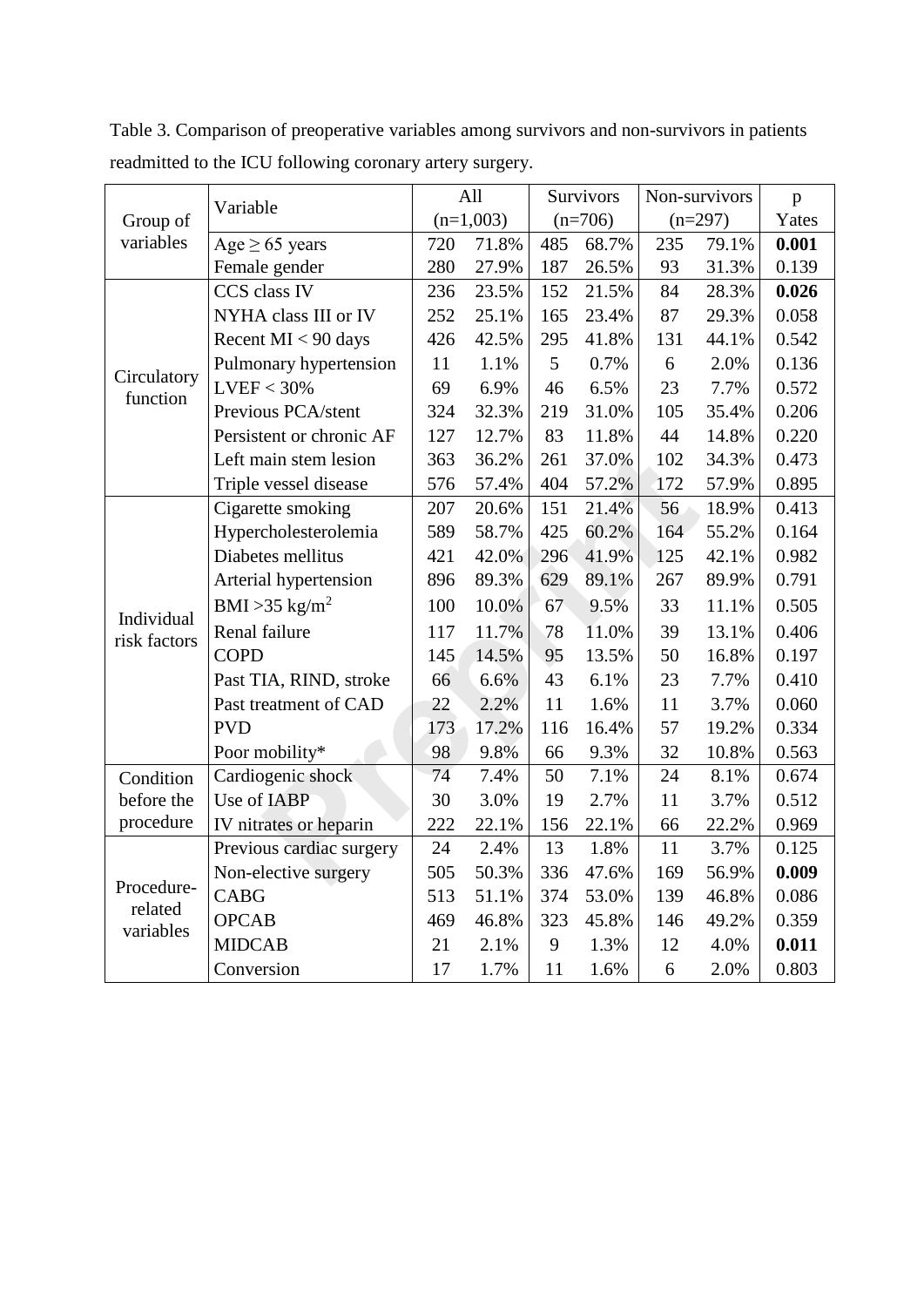Table 3. Comparison of preoperative variables among survivors and non-survivors in patients readmitted to the ICU following coronary artery surgery.

| Group of variables | Variable | All (n=1,003) | | Survivors (n=706) | | Non-survivors (n=297) | | p Yates |
|---|---|---|---|---|---|---|---|---|
| | Age ≥ 65 years | 720 | 71.8% | 485 | 68.7% | 235 | 79.1% | **0.001** |
| | Female gender | 280 | 27.9% | 187 | 26.5% | 93 | 31.3% | 0.139 |
| Circulatory function | CCS class IV | 236 | 23.5% | 152 | 21.5% | 84 | 28.3% | **0.026** |
| | NYHA class III or IV | 252 | 25.1% | 165 | 23.4% | 87 | 29.3% | 0.058 |
| | Recent MI < 90 days | 426 | 42.5% | 295 | 41.8% | 131 | 44.1% | 0.542 |
| | Pulmonary hypertension | 11 | 1.1% | 5 | 0.7% | 6 | 2.0% | 0.136 |
| | LVEF < 30% | 69 | 6.9% | 46 | 6.5% | 23 | 7.7% | 0.572 |
| | Previous PCA/stent | 324 | 32.3% | 219 | 31.0% | 105 | 35.4% | 0.206 |
| | Persistent or chronic AF | 127 | 12.7% | 83 | 11.8% | 44 | 14.8% | 0.220 |
| | Left main stem lesion | 363 | 36.2% | 261 | 37.0% | 102 | 34.3% | 0.473 |
| | Triple vessel disease | 576 | 57.4% | 404 | 57.2% | 172 | 57.9% | 0.895 |
| Individual risk factors | Cigarette smoking | 207 | 20.6% | 151 | 21.4% | 56 | 18.9% | 0.413 |
| | Hypercholesterolemia | 589 | 58.7% | 425 | 60.2% | 164 | 55.2% | 0.164 |
| | Diabetes mellitus | 421 | 42.0% | 296 | 41.9% | 125 | 42.1% | 0.982 |
| | Arterial hypertension | 896 | 89.3% | 629 | 89.1% | 267 | 89.9% | 0.791 |
| | BMI >35 kg/m$^2$ | 100 | 10.0% | 67 | 9.5% | 33 | 11.1% | 0.505 |
| | Renal failure | 117 | 11.7% | 78 | 11.0% | 39 | 13.1% | 0.406 |
| | COPD | 145 | 14.5% | 95 | 13.5% | 50 | 16.8% | 0.197 |
| | Past TIA, RIND, stroke | 66 | 6.6% | 43 | 6.1% | 23 | 7.7% | 0.410 |
| | Past treatment of CAD | 22 | 2.2% | 11 | 1.6% | 11 | 3.7% | 0.060 |
| | PVD | 173 | 17.2% | 116 | 16.4% | 57 | 19.2% | 0.334 |
| | Poor mobility* | 98 | 9.8% | 66 | 9.3% | 32 | 10.8% | 0.563 |
| Condition before the procedure | Cardiogenic shock | 74 | 7.4% | 50 | 7.1% | 24 | 8.1% | 0.674 |
| | Use of IABP | 30 | 3.0% | 19 | 2.7% | 11 | 3.7% | 0.512 |
| | IV nitrates or heparin | 222 | 22.1% | 156 | 22.1% | 66 | 22.2% | 0.969 |
| Procedure-related variables | Previous cardiac surgery | 24 | 2.4% | 13 | 1.8% | 11 | 3.7% | 0.125 |
| | Non-elective surgery | 505 | 50.3% | 336 | 47.6% | 169 | 56.9% | **0.009** |
| | CABG | 513 | 51.1% | 374 | 53.0% | 139 | 46.8% | 0.086 |
| | OPCAB | 469 | 46.8% | 323 | 45.8% | 146 | 49.2% | 0.359 |
| | MIDCAB | 21 | 2.1% | 9 | 1.3% | 12 | 4.0% | **0.011** |
| | Conversion | 17 | 1.7% | 11 | 1.6% | 6 | 2.0% | 0.803 |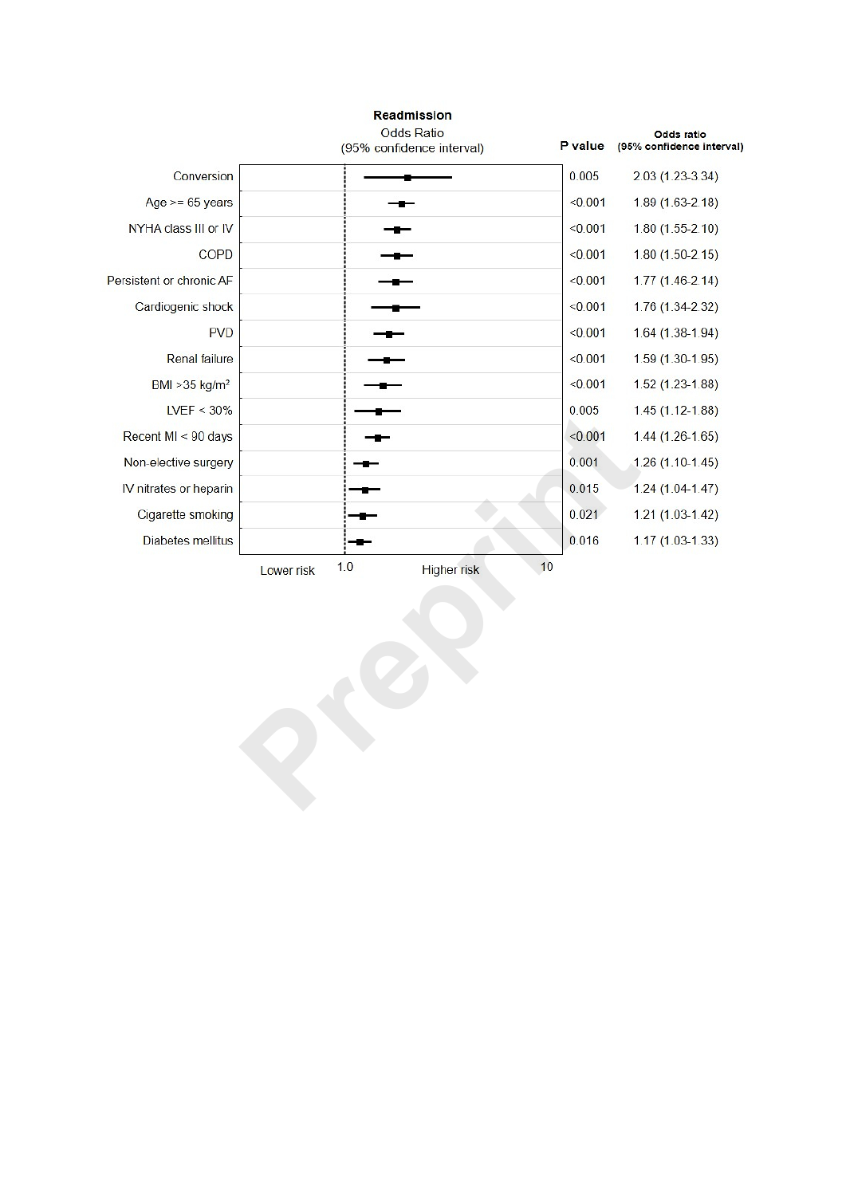Readmission

Odds Ratio
(95% confidence interval)

P value

Odds ratio
(95% confidence interval)

Conversion 0.005 2.03 (1.23-3.34)

Age >= 65 years <0.001 1.89 (1.63-2.18)

NYHA class III or IV <0.001 1.80 (1.55-2.10)

COPD <0.001 1.80 (1.50-2.15)

Persistent or chronic AF <0.001 1.77 (1.46-2.14)

Cardiogenic shock <0.001 1.76 (1.34-2.32)

PVD <0.001 1.64 (1.38-1.94)

Renal failure <0.001 1.59 (1.30-1.95)

BMI >35 kg/m² <0.001 1.52 (1.23-1.88)

LVEF < 30% 0.005 1.45 (1.12-1.88)

Recent MI < 90 days <0.001 1.44 (1.26-1.65)

Non-elective surgery 0.001 1.26 (1.10-1.45)

IV nitrates or heparin 0.015 1.24 (1.04-1.47)

Cigarette smoking 0.021 1.21 (1.03-1.42)

Diabetes mellitus 0.016 1.17 (1.03-1.33)

Lower risk 1.0 Higher risk 10